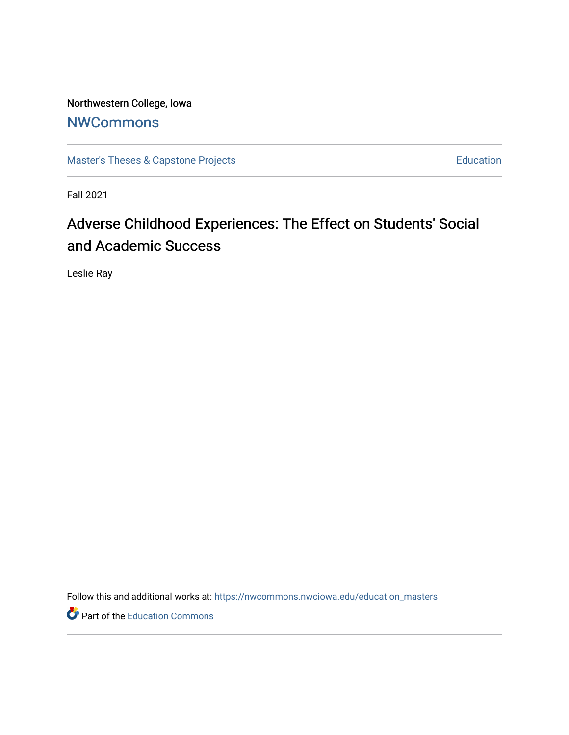Northwestern College, Iowa

# NWCommons

Master's Theses & Capstone Projects | Education

Fall 2021

# Adverse Childhood Experiences: The Effect on Students' Social and Academic Success

Leslie Ray

Follow this and additional works at: https://nwcommons.nwciowa.edu/education_masters

Part of the Education Commons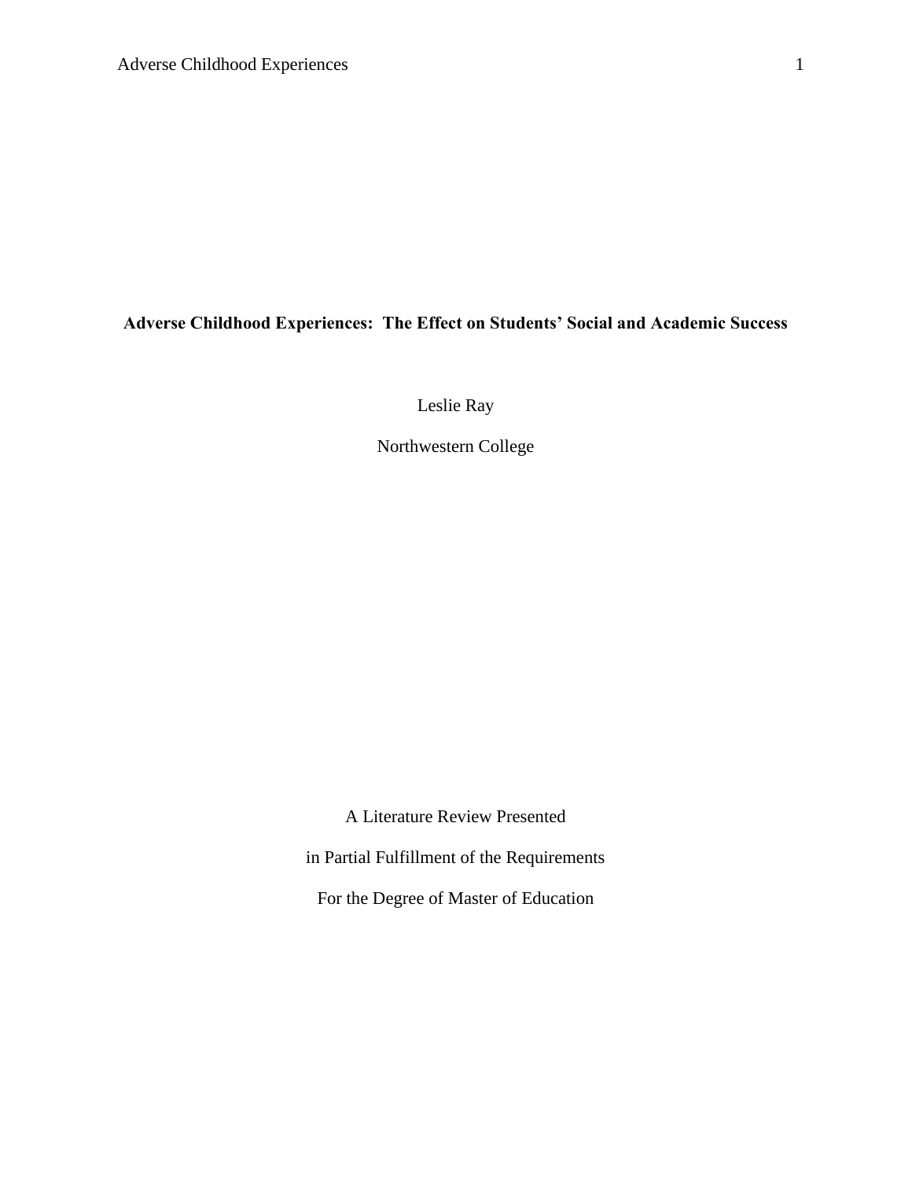**Adverse Childhood Experiences: The Effect on Students' Social and Academic Success**

Leslie Ray

Northwestern College

A Literature Review Presented

in Partial Fulfillment of the Requirements

For the Degree of Master of Education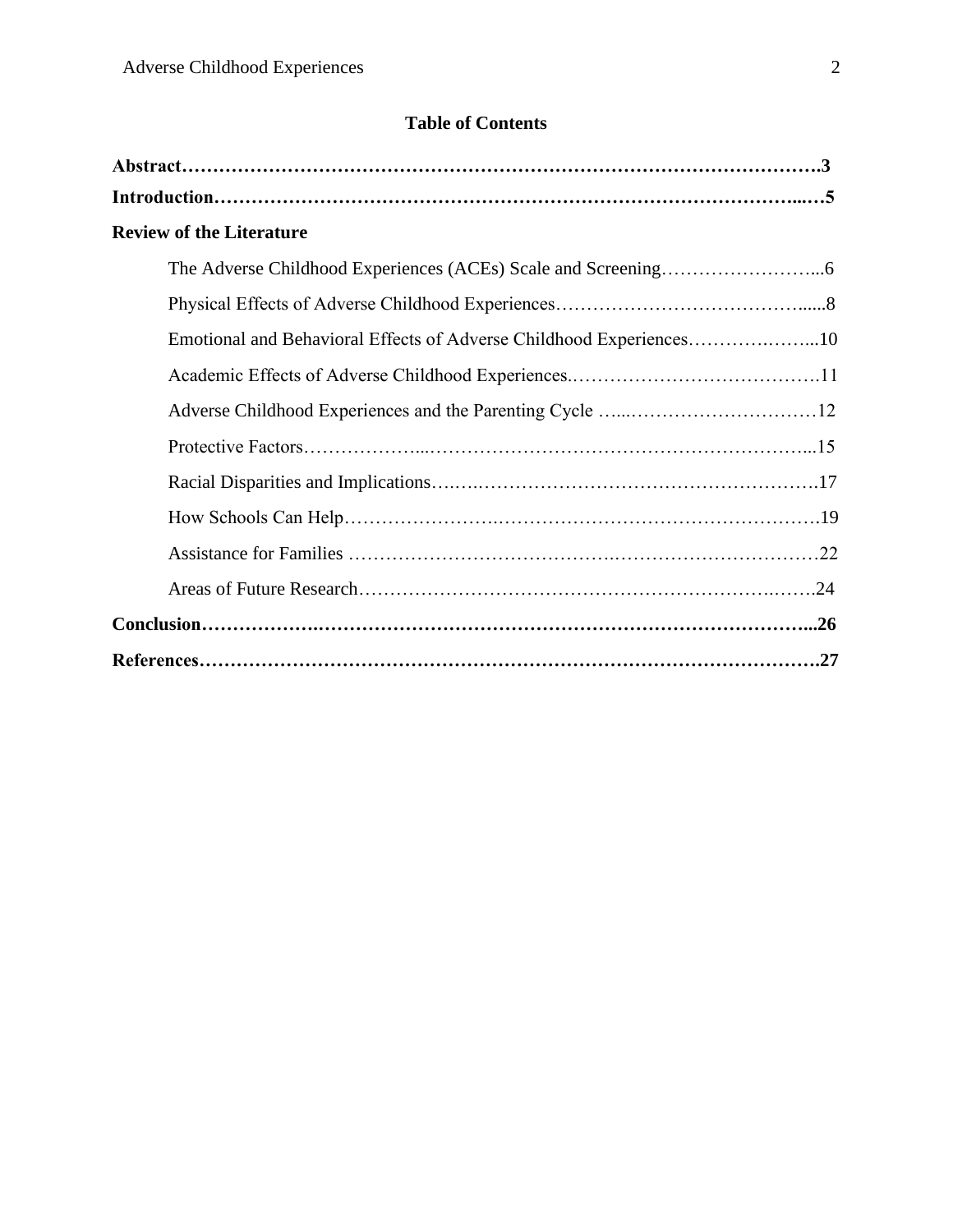**Table of Contents**

**Abstract……………………………………………………………………………………….3**

**Introduction……………………………………………………………………………...…5**

**Review of the Literature**

The Adverse Childhood Experiences (ACEs) Scale and Screening……………………...6

Physical Effects of Adverse Childhood Experiences…………………………………......8

Emotional and Behavioral Effects of Adverse Childhood Experiences……….……...10

Academic Effects of Adverse Childhood Experiences.……………………………….11

Adverse Childhood Experiences and the Parenting Cycle …...…………………………12

Protective Factors………………...……………………………………………………...15

Racial Disparities and Implications….…..……………………………………………….17

How Schools Can Help…………………….…………………………………………….19

Assistance for Families ……………………………….……………………………22

Areas of Future Research……………………………………………………….…….24

**Conclusion……………….……………………………………………………………………...26**

**References……………………………………………………………………………………….27**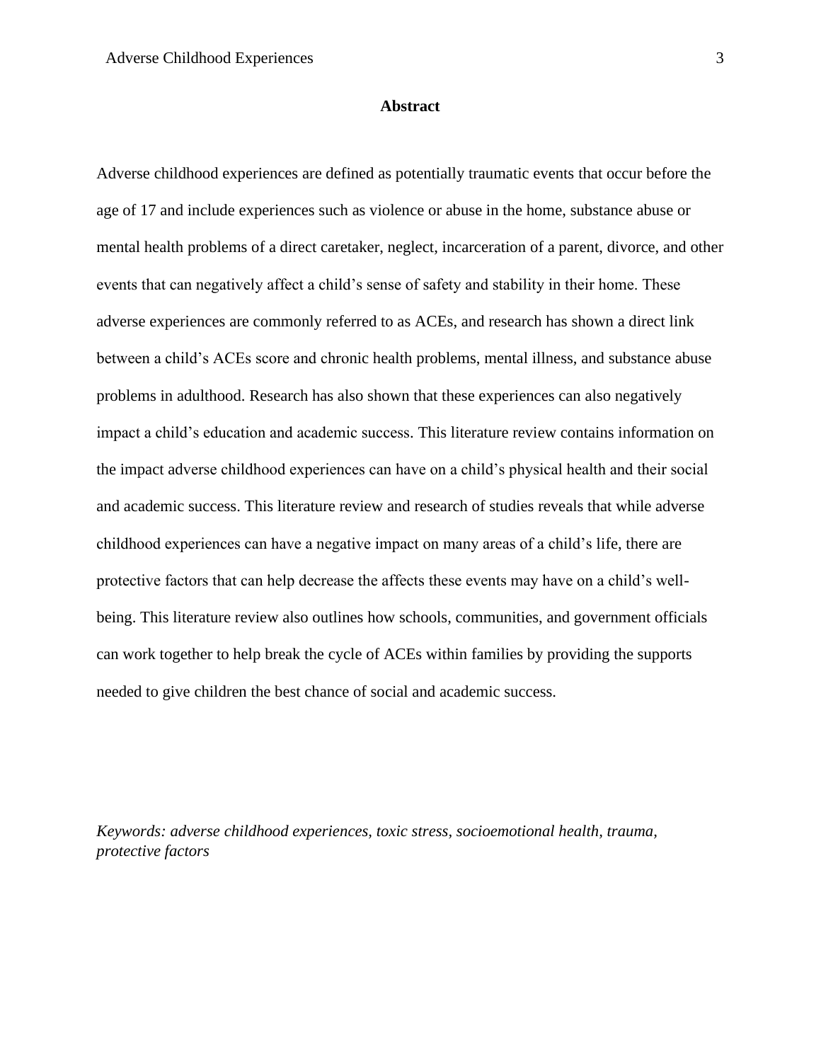## Abstract

Adverse childhood experiences are defined as potentially traumatic events that occur before the age of 17 and include experiences such as violence or abuse in the home, substance abuse or mental health problems of a direct caretaker, neglect, incarceration of a parent, divorce, and other events that can negatively affect a child's sense of safety and stability in their home. These adverse experiences are commonly referred to as ACEs, and research has shown a direct link between a child's ACEs score and chronic health problems, mental illness, and substance abuse problems in adulthood. Research has also shown that these experiences can also negatively impact a child's education and academic success. This literature review contains information on the impact adverse childhood experiences can have on a child's physical health and their social and academic success. This literature review and research of studies reveals that while adverse childhood experiences can have a negative impact on many areas of a child's life, there are protective factors that can help decrease the affects these events may have on a child's well-being. This literature review also outlines how schools, communities, and government officials can work together to help break the cycle of ACEs within families by providing the supports needed to give children the best chance of social and academic success.

*Keywords: adverse childhood experiences, toxic stress, socioemotional health, trauma, protective factors*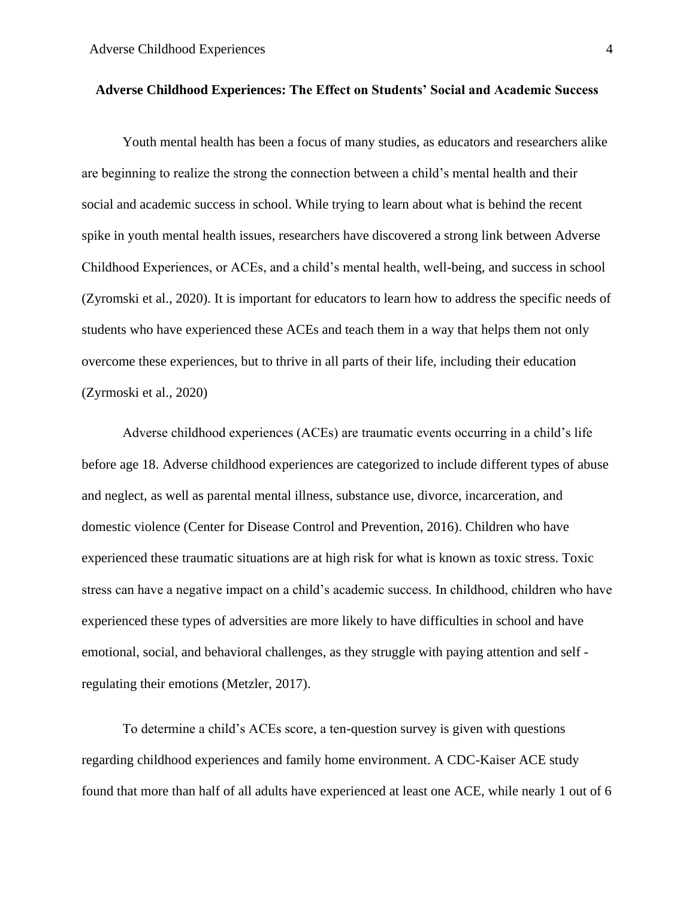**Adverse Childhood Experiences: The Effect on Students' Social and Academic Success**

Youth mental health has been a focus of many studies, as educators and researchers alike are beginning to realize the strong the connection between a child's mental health and their social and academic success in school. While trying to learn about what is behind the recent spike in youth mental health issues, researchers have discovered a strong link between Adverse Childhood Experiences, or ACEs, and a child's mental health, well-being, and success in school (Zyromski et al., 2020). It is important for educators to learn how to address the specific needs of students who have experienced these ACEs and teach them in a way that helps them not only overcome these experiences, but to thrive in all parts of their life, including their education (Zyrmoski et al., 2020)

Adverse childhood experiences (ACEs) are traumatic events occurring in a child's life before age 18. Adverse childhood experiences are categorized to include different types of abuse and neglect, as well as parental mental illness, substance use, divorce, incarceration, and domestic violence (Center for Disease Control and Prevention, 2016). Children who have experienced these traumatic situations are at high risk for what is known as toxic stress. Toxic stress can have a negative impact on a child's academic success. In childhood, children who have experienced these types of adversities are more likely to have difficulties in school and have emotional, social, and behavioral challenges, as they struggle with paying attention and self - regulating their emotions (Metzler, 2017).

To determine a child's ACEs score, a ten-question survey is given with questions regarding childhood experiences and family home environment. A CDC-Kaiser ACE study found that more than half of all adults have experienced at least one ACE, while nearly 1 out of 6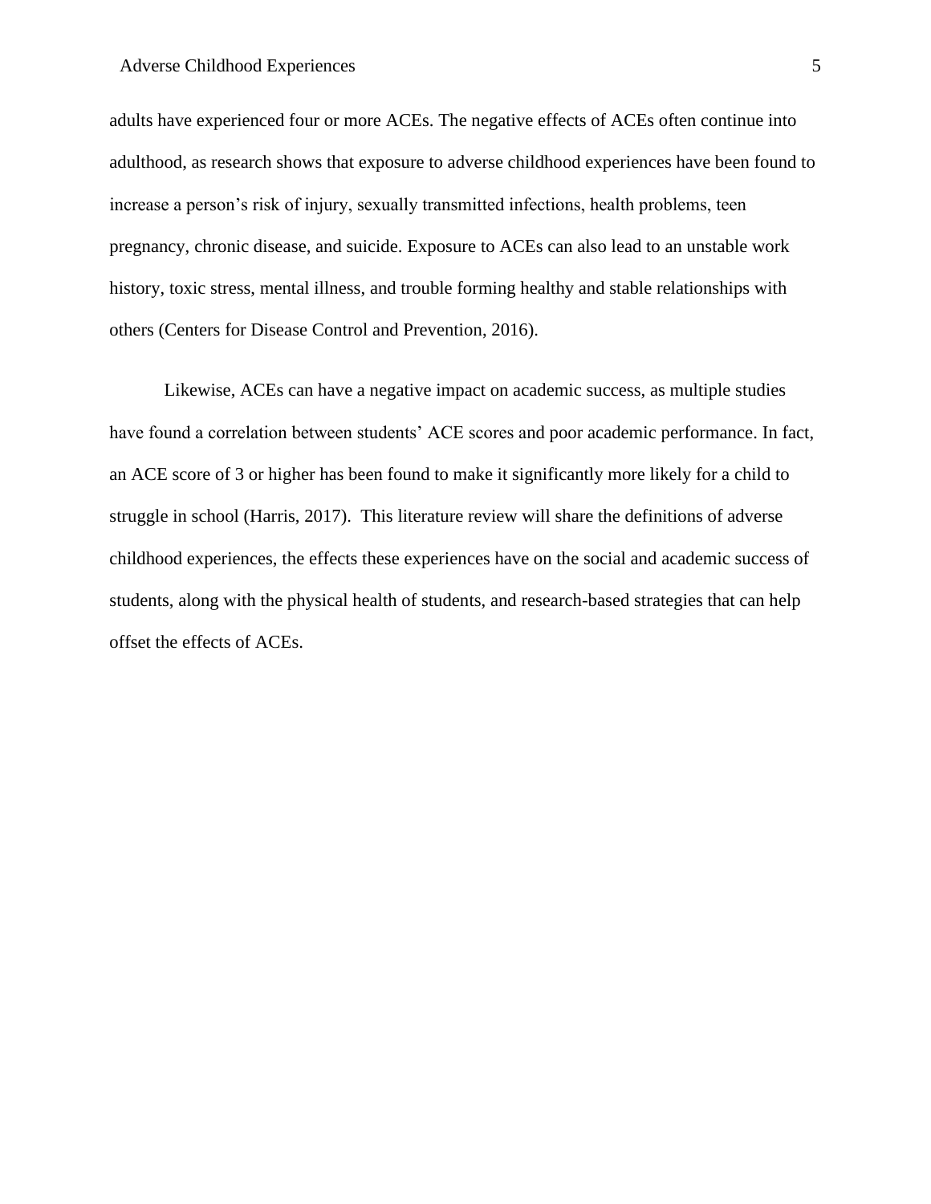adults have experienced four or more ACEs. The negative effects of ACEs often continue into adulthood, as research shows that exposure to adverse childhood experiences have been found to increase a person's risk of injury, sexually transmitted infections, health problems, teen pregnancy, chronic disease, and suicide. Exposure to ACEs can also lead to an unstable work history, toxic stress, mental illness, and trouble forming healthy and stable relationships with others (Centers for Disease Control and Prevention, 2016).

Likewise, ACEs can have a negative impact on academic success, as multiple studies have found a correlation between students' ACE scores and poor academic performance. In fact, an ACE score of 3 or higher has been found to make it significantly more likely for a child to struggle in school (Harris, 2017). This literature review will share the definitions of adverse childhood experiences, the effects these experiences have on the social and academic success of students, along with the physical health of students, and research-based strategies that can help offset the effects of ACEs.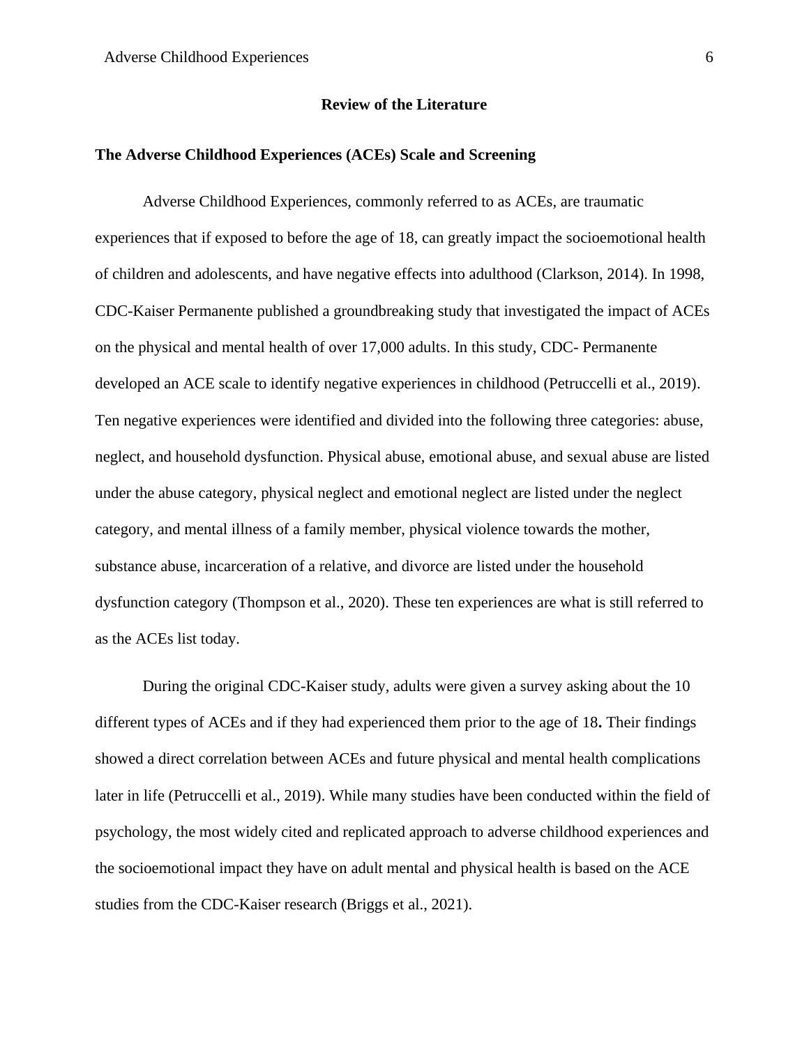## Review of the Literature

### The Adverse Childhood Experiences (ACEs) Scale and Screening

Adverse Childhood Experiences, commonly referred to as ACEs, are traumatic experiences that if exposed to before the age of 18, can greatly impact the socioemotional health of children and adolescents, and have negative effects into adulthood (Clarkson, 2014). In 1998, CDC-Kaiser Permanente published a groundbreaking study that investigated the impact of ACEs on the physical and mental health of over 17,000 adults. In this study, CDC- Permanente developed an ACE scale to identify negative experiences in childhood (Petruccelli et al., 2019). Ten negative experiences were identified and divided into the following three categories: abuse, neglect, and household dysfunction. Physical abuse, emotional abuse, and sexual abuse are listed under the abuse category, physical neglect and emotional neglect are listed under the neglect category, and mental illness of a family member, physical violence towards the mother, substance abuse, incarceration of a relative, and divorce are listed under the household dysfunction category (Thompson et al., 2020). These ten experiences are what is still referred to as the ACEs list today.

During the original CDC-Kaiser study, adults were given a survey asking about the 10 different types of ACEs and if they had experienced them prior to the age of 18**.** Their findings showed a direct correlation between ACEs and future physical and mental health complications later in life (Petruccelli et al., 2019). While many studies have been conducted within the field of psychology, the most widely cited and replicated approach to adverse childhood experiences and the socioemotional impact they have on adult mental and physical health is based on the ACE studies from the CDC-Kaiser research (Briggs et al., 2021).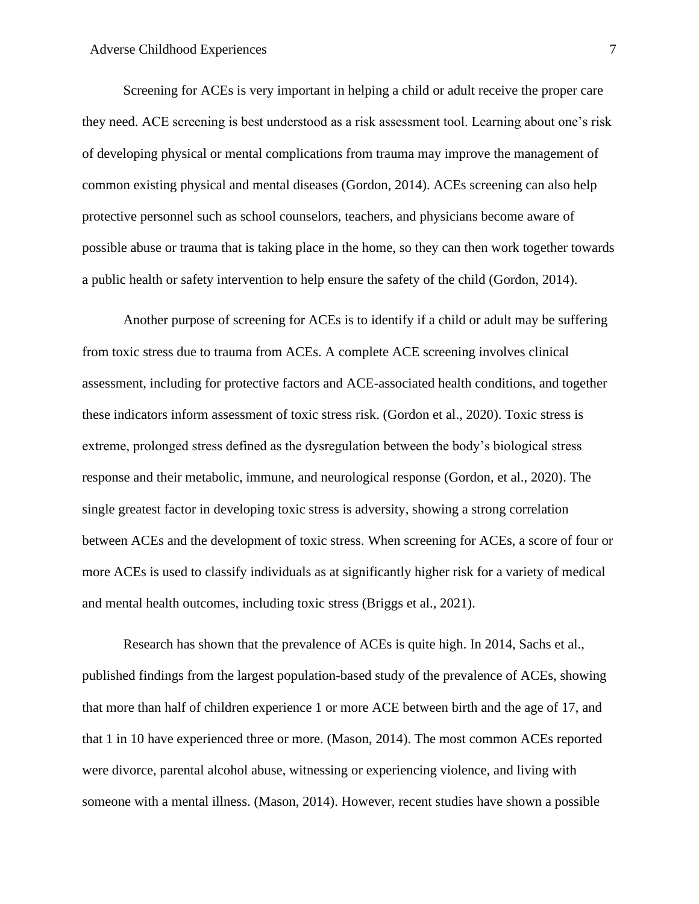Screening for ACEs is very important in helping a child or adult receive the proper care they need. ACE screening is best understood as a risk assessment tool. Learning about one's risk of developing physical or mental complications from trauma may improve the management of common existing physical and mental diseases (Gordon, 2014). ACEs screening can also help protective personnel such as school counselors, teachers, and physicians become aware of possible abuse or trauma that is taking place in the home, so they can then work together towards a public health or safety intervention to help ensure the safety of the child (Gordon, 2014).

Another purpose of screening for ACEs is to identify if a child or adult may be suffering from toxic stress due to trauma from ACEs. A complete ACE screening involves clinical assessment, including for protective factors and ACE-associated health conditions, and together these indicators inform assessment of toxic stress risk. (Gordon et al., 2020). Toxic stress is extreme, prolonged stress defined as the dysregulation between the body's biological stress response and their metabolic, immune, and neurological response (Gordon, et al., 2020). The single greatest factor in developing toxic stress is adversity, showing a strong correlation between ACEs and the development of toxic stress. When screening for ACEs, a score of four or more ACEs is used to classify individuals as at significantly higher risk for a variety of medical and mental health outcomes, including toxic stress (Briggs et al., 2021).

Research has shown that the prevalence of ACEs is quite high. In 2014, Sachs et al., published findings from the largest population-based study of the prevalence of ACEs, showing that more than half of children experience 1 or more ACE between birth and the age of 17, and that 1 in 10 have experienced three or more. (Mason, 2014). The most common ACEs reported were divorce, parental alcohol abuse, witnessing or experiencing violence, and living with someone with a mental illness. (Mason, 2014). However, recent studies have shown a possible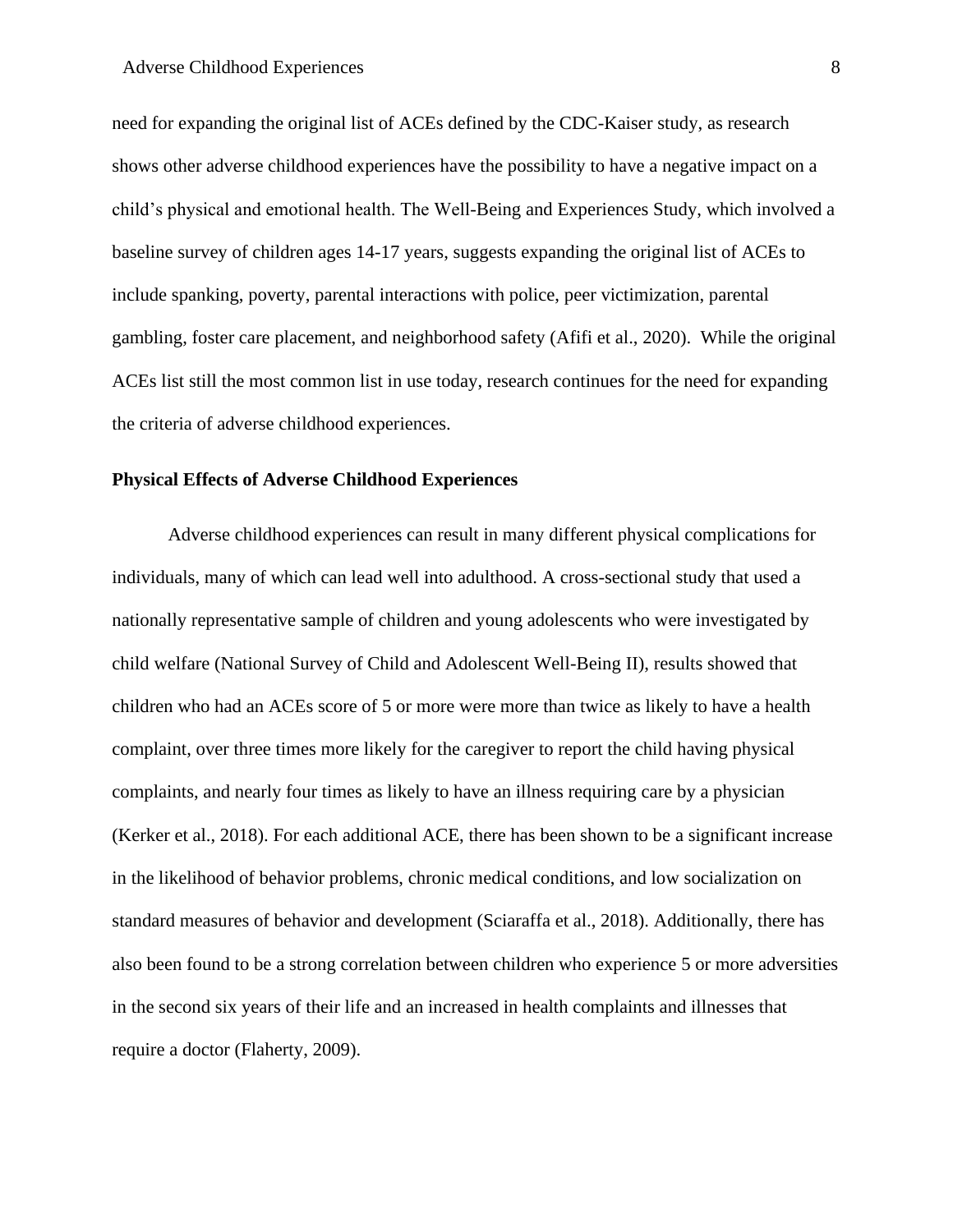need for expanding the original list of ACEs defined by the CDC-Kaiser study, as research shows other adverse childhood experiences have the possibility to have a negative impact on a child's physical and emotional health. The Well-Being and Experiences Study, which involved a baseline survey of children ages 14-17 years, suggests expanding the original list of ACEs to include spanking, poverty, parental interactions with police, peer victimization, parental gambling, foster care placement, and neighborhood safety (Afifi et al., 2020). While the original ACEs list still the most common list in use today, research continues for the need for expanding the criteria of adverse childhood experiences.

**Physical Effects of Adverse Childhood Experiences**

Adverse childhood experiences can result in many different physical complications for individuals, many of which can lead well into adulthood. A cross-sectional study that used a nationally representative sample of children and young adolescents who were investigated by child welfare (National Survey of Child and Adolescent Well-Being II), results showed that children who had an ACEs score of 5 or more were more than twice as likely to have a health complaint, over three times more likely for the caregiver to report the child having physical complaints, and nearly four times as likely to have an illness requiring care by a physician (Kerker et al., 2018). For each additional ACE, there has been shown to be a significant increase in the likelihood of behavior problems, chronic medical conditions, and low socialization on standard measures of behavior and development (Sciaraffa et al., 2018). Additionally, there has also been found to be a strong correlation between children who experience 5 or more adversities in the second six years of their life and an increased in health complaints and illnesses that require a doctor (Flaherty, 2009).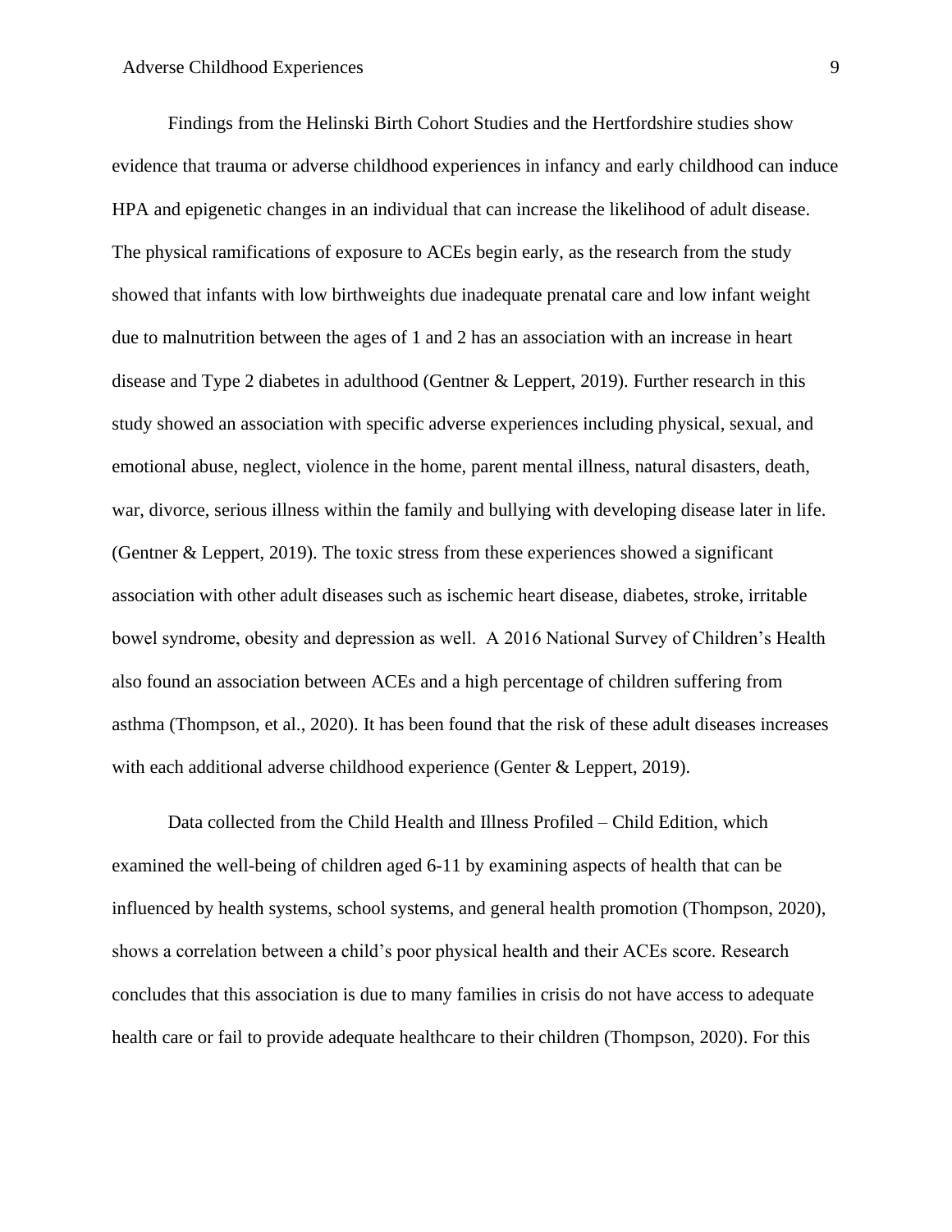Findings from the Helinski Birth Cohort Studies and the Hertfordshire studies show evidence that trauma or adverse childhood experiences in infancy and early childhood can induce HPA and epigenetic changes in an individual that can increase the likelihood of adult disease. The physical ramifications of exposure to ACEs begin early, as the research from the study showed that infants with low birthweights due inadequate prenatal care and low infant weight due to malnutrition between the ages of 1 and 2 has an association with an increase in heart disease and Type 2 diabetes in adulthood (Gentner & Leppert, 2019). Further research in this study showed an association with specific adverse experiences including physical, sexual, and emotional abuse, neglect, violence in the home, parent mental illness, natural disasters, death, war, divorce, serious illness within the family and bullying with developing disease later in life. (Gentner & Leppert, 2019). The toxic stress from these experiences showed a significant association with other adult diseases such as ischemic heart disease, diabetes, stroke, irritable bowel syndrome, obesity and depression as well. A 2016 National Survey of Children's Health also found an association between ACEs and a high percentage of children suffering from asthma (Thompson, et al., 2020). It has been found that the risk of these adult diseases increases with each additional adverse childhood experience (Genter & Leppert, 2019).

Data collected from the Child Health and Illness Profiled – Child Edition, which examined the well-being of children aged 6-11 by examining aspects of health that can be influenced by health systems, school systems, and general health promotion (Thompson, 2020), shows a correlation between a child's poor physical health and their ACEs score. Research concludes that this association is due to many families in crisis do not have access to adequate health care or fail to provide adequate healthcare to their children (Thompson, 2020). For this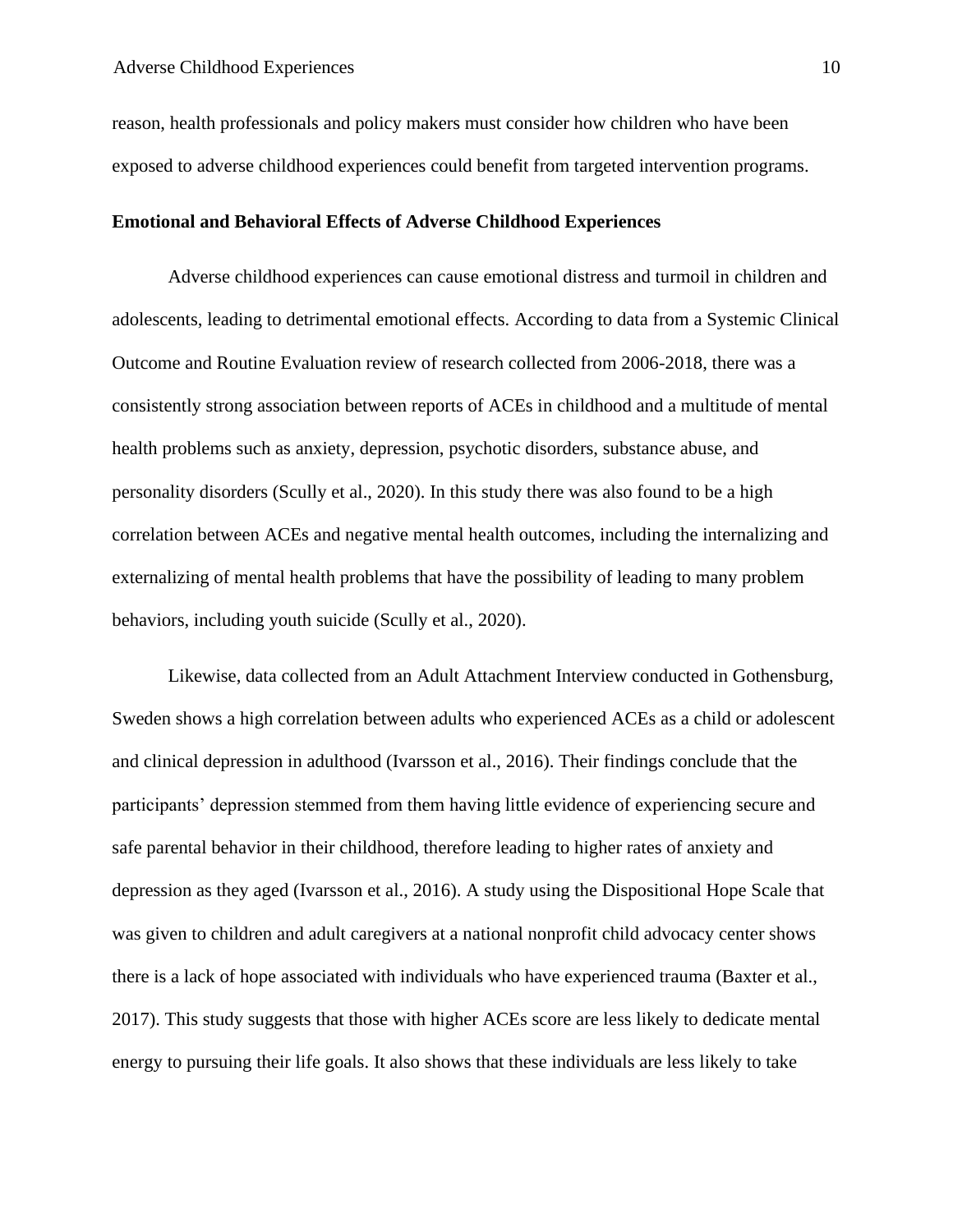reason, health professionals and policy makers must consider how children who have been exposed to adverse childhood experiences could benefit from targeted intervention programs.

## Emotional and Behavioral Effects of Adverse Childhood Experiences

Adverse childhood experiences can cause emotional distress and turmoil in children and adolescents, leading to detrimental emotional effects. According to data from a Systemic Clinical Outcome and Routine Evaluation review of research collected from 2006-2018, there was a consistently strong association between reports of ACEs in childhood and a multitude of mental health problems such as anxiety, depression, psychotic disorders, substance abuse, and personality disorders (Scully et al., 2020). In this study there was also found to be a high correlation between ACEs and negative mental health outcomes, including the internalizing and externalizing of mental health problems that have the possibility of leading to many problem behaviors, including youth suicide (Scully et al., 2020).

Likewise, data collected from an Adult Attachment Interview conducted in Gothensburg, Sweden shows a high correlation between adults who experienced ACEs as a child or adolescent and clinical depression in adulthood (Ivarsson et al., 2016). Their findings conclude that the participants' depression stemmed from them having little evidence of experiencing secure and safe parental behavior in their childhood, therefore leading to higher rates of anxiety and depression as they aged (Ivarsson et al., 2016). A study using the Dispositional Hope Scale that was given to children and adult caregivers at a national nonprofit child advocacy center shows there is a lack of hope associated with individuals who have experienced trauma (Baxter et al., 2017). This study suggests that those with higher ACEs score are less likely to dedicate mental energy to pursuing their life goals. It also shows that these individuals are less likely to take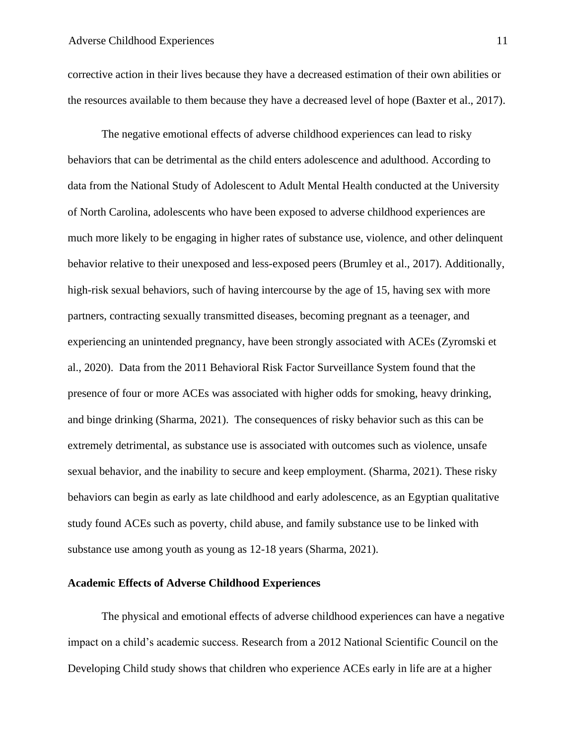corrective action in their lives because they have a decreased estimation of their own abilities or the resources available to them because they have a decreased level of hope (Baxter et al., 2017).

The negative emotional effects of adverse childhood experiences can lead to risky behaviors that can be detrimental as the child enters adolescence and adulthood. According to data from the National Study of Adolescent to Adult Mental Health conducted at the University of North Carolina, adolescents who have been exposed to adverse childhood experiences are much more likely to be engaging in higher rates of substance use, violence, and other delinquent behavior relative to their unexposed and less-exposed peers (Brumley et al., 2017). Additionally, high-risk sexual behaviors, such of having intercourse by the age of 15, having sex with more partners, contracting sexually transmitted diseases, becoming pregnant as a teenager, and experiencing an unintended pregnancy, have been strongly associated with ACEs (Zyromski et al., 2020). Data from the 2011 Behavioral Risk Factor Surveillance System found that the presence of four or more ACEs was associated with higher odds for smoking, heavy drinking, and binge drinking (Sharma, 2021). The consequences of risky behavior such as this can be extremely detrimental, as substance use is associated with outcomes such as violence, unsafe sexual behavior, and the inability to secure and keep employment. (Sharma, 2021). These risky behaviors can begin as early as late childhood and early adolescence, as an Egyptian qualitative study found ACEs such as poverty, child abuse, and family substance use to be linked with substance use among youth as young as 12-18 years (Sharma, 2021).

**Academic Effects of Adverse Childhood Experiences**

The physical and emotional effects of adverse childhood experiences can have a negative impact on a child's academic success. Research from a 2012 National Scientific Council on the Developing Child study shows that children who experience ACEs early in life are at a higher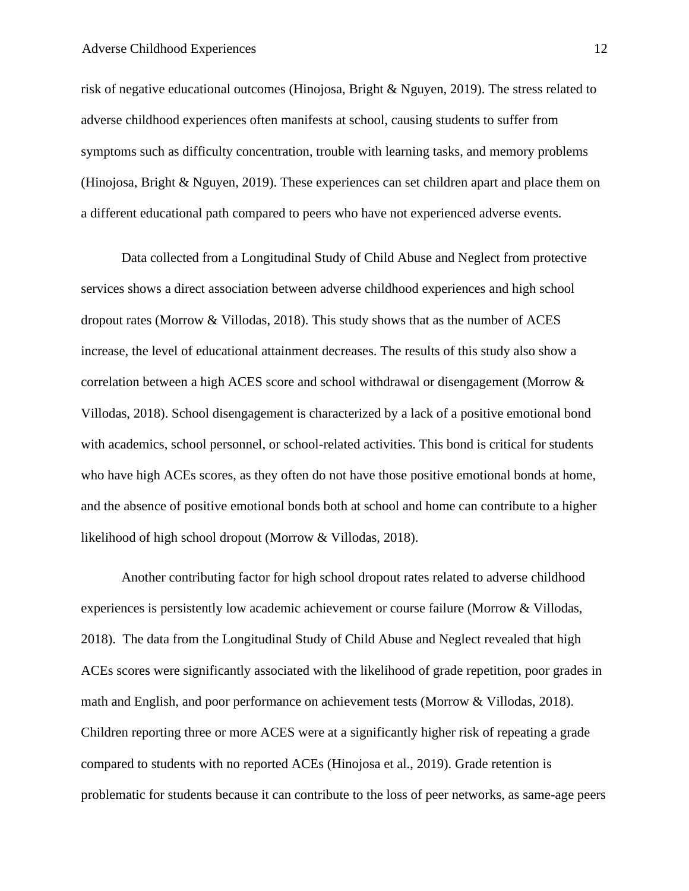risk of negative educational outcomes (Hinojosa, Bright & Nguyen, 2019). The stress related to adverse childhood experiences often manifests at school, causing students to suffer from symptoms such as difficulty concentration, trouble with learning tasks, and memory problems (Hinojosa, Bright & Nguyen, 2019). These experiences can set children apart and place them on a different educational path compared to peers who have not experienced adverse events.

Data collected from a Longitudinal Study of Child Abuse and Neglect from protective services shows a direct association between adverse childhood experiences and high school dropout rates (Morrow & Villodas, 2018). This study shows that as the number of ACES increase, the level of educational attainment decreases. The results of this study also show a correlation between a high ACES score and school withdrawal or disengagement (Morrow & Villodas, 2018). School disengagement is characterized by a lack of a positive emotional bond with academics, school personnel, or school-related activities. This bond is critical for students who have high ACEs scores, as they often do not have those positive emotional bonds at home, and the absence of positive emotional bonds both at school and home can contribute to a higher likelihood of high school dropout (Morrow & Villodas, 2018).

Another contributing factor for high school dropout rates related to adverse childhood experiences is persistently low academic achievement or course failure (Morrow & Villodas, 2018). The data from the Longitudinal Study of Child Abuse and Neglect revealed that high ACEs scores were significantly associated with the likelihood of grade repetition, poor grades in math and English, and poor performance on achievement tests (Morrow & Villodas, 2018). Children reporting three or more ACES were at a significantly higher risk of repeating a grade compared to students with no reported ACEs (Hinojosa et al., 2019). Grade retention is problematic for students because it can contribute to the loss of peer networks, as same-age peers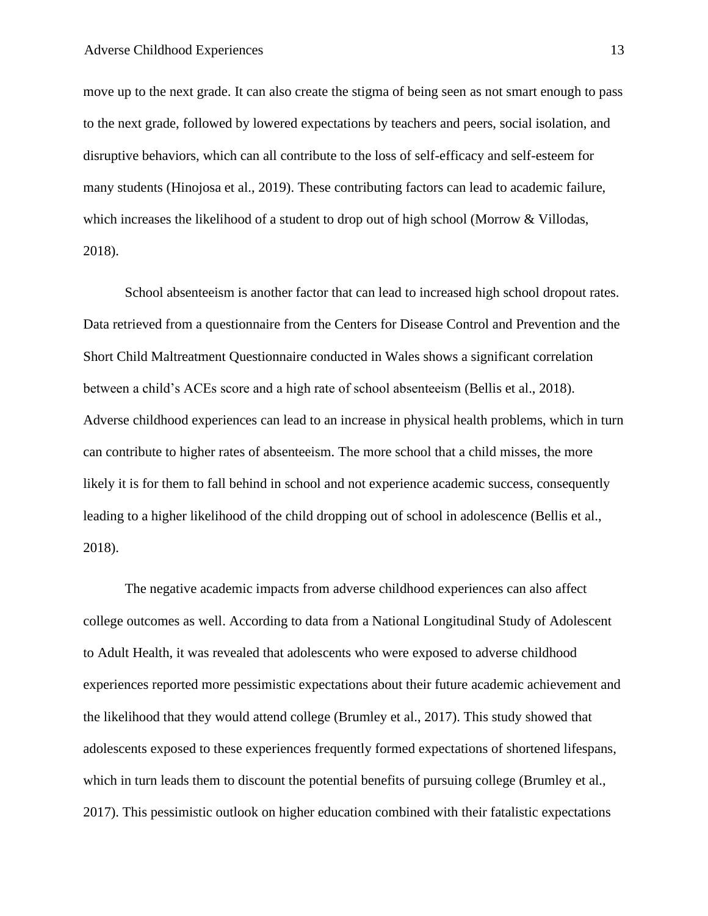move up to the next grade. It can also create the stigma of being seen as not smart enough to pass to the next grade, followed by lowered expectations by teachers and peers, social isolation, and disruptive behaviors, which can all contribute to the loss of self-efficacy and self-esteem for many students (Hinojosa et al., 2019). These contributing factors can lead to academic failure, which increases the likelihood of a student to drop out of high school (Morrow & Villodas, 2018).

School absenteeism is another factor that can lead to increased high school dropout rates. Data retrieved from a questionnaire from the Centers for Disease Control and Prevention and the Short Child Maltreatment Questionnaire conducted in Wales shows a significant correlation between a child's ACEs score and a high rate of school absenteeism (Bellis et al., 2018). Adverse childhood experiences can lead to an increase in physical health problems, which in turn can contribute to higher rates of absenteeism. The more school that a child misses, the more likely it is for them to fall behind in school and not experience academic success, consequently leading to a higher likelihood of the child dropping out of school in adolescence (Bellis et al., 2018).

The negative academic impacts from adverse childhood experiences can also affect college outcomes as well. According to data from a National Longitudinal Study of Adolescent to Adult Health, it was revealed that adolescents who were exposed to adverse childhood experiences reported more pessimistic expectations about their future academic achievement and the likelihood that they would attend college (Brumley et al., 2017). This study showed that adolescents exposed to these experiences frequently formed expectations of shortened lifespans, which in turn leads them to discount the potential benefits of pursuing college (Brumley et al., 2017). This pessimistic outlook on higher education combined with their fatalistic expectations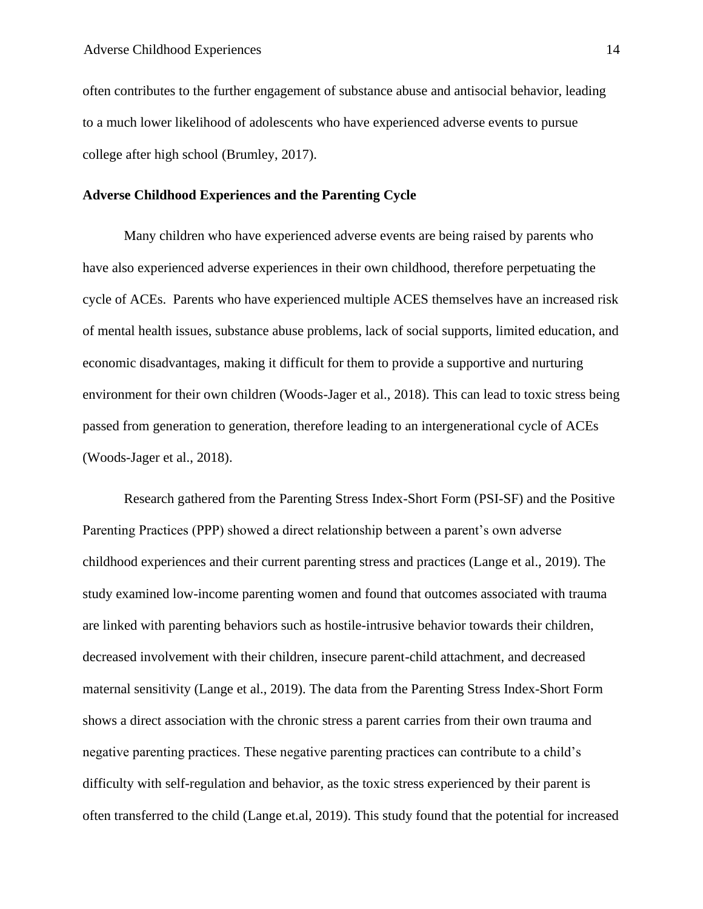often contributes to the further engagement of substance abuse and antisocial behavior, leading to a much lower likelihood of adolescents who have experienced adverse events to pursue college after high school (Brumley, 2017).

**Adverse Childhood Experiences and the Parenting Cycle**

Many children who have experienced adverse events are being raised by parents who have also experienced adverse experiences in their own childhood, therefore perpetuating the cycle of ACEs. Parents who have experienced multiple ACES themselves have an increased risk of mental health issues, substance abuse problems, lack of social supports, limited education, and economic disadvantages, making it difficult for them to provide a supportive and nurturing environment for their own children (Woods-Jager et al., 2018). This can lead to toxic stress being passed from generation to generation, therefore leading to an intergenerational cycle of ACEs (Woods-Jager et al., 2018).

Research gathered from the Parenting Stress Index-Short Form (PSI-SF) and the Positive Parenting Practices (PPP) showed a direct relationship between a parent's own adverse childhood experiences and their current parenting stress and practices (Lange et al., 2019). The study examined low-income parenting women and found that outcomes associated with trauma are linked with parenting behaviors such as hostile-intrusive behavior towards their children, decreased involvement with their children, insecure parent-child attachment, and decreased maternal sensitivity (Lange et al., 2019). The data from the Parenting Stress Index-Short Form shows a direct association with the chronic stress a parent carries from their own trauma and negative parenting practices. These negative parenting practices can contribute to a child's difficulty with self-regulation and behavior, as the toxic stress experienced by their parent is often transferred to the child (Lange et.al, 2019). This study found that the potential for increased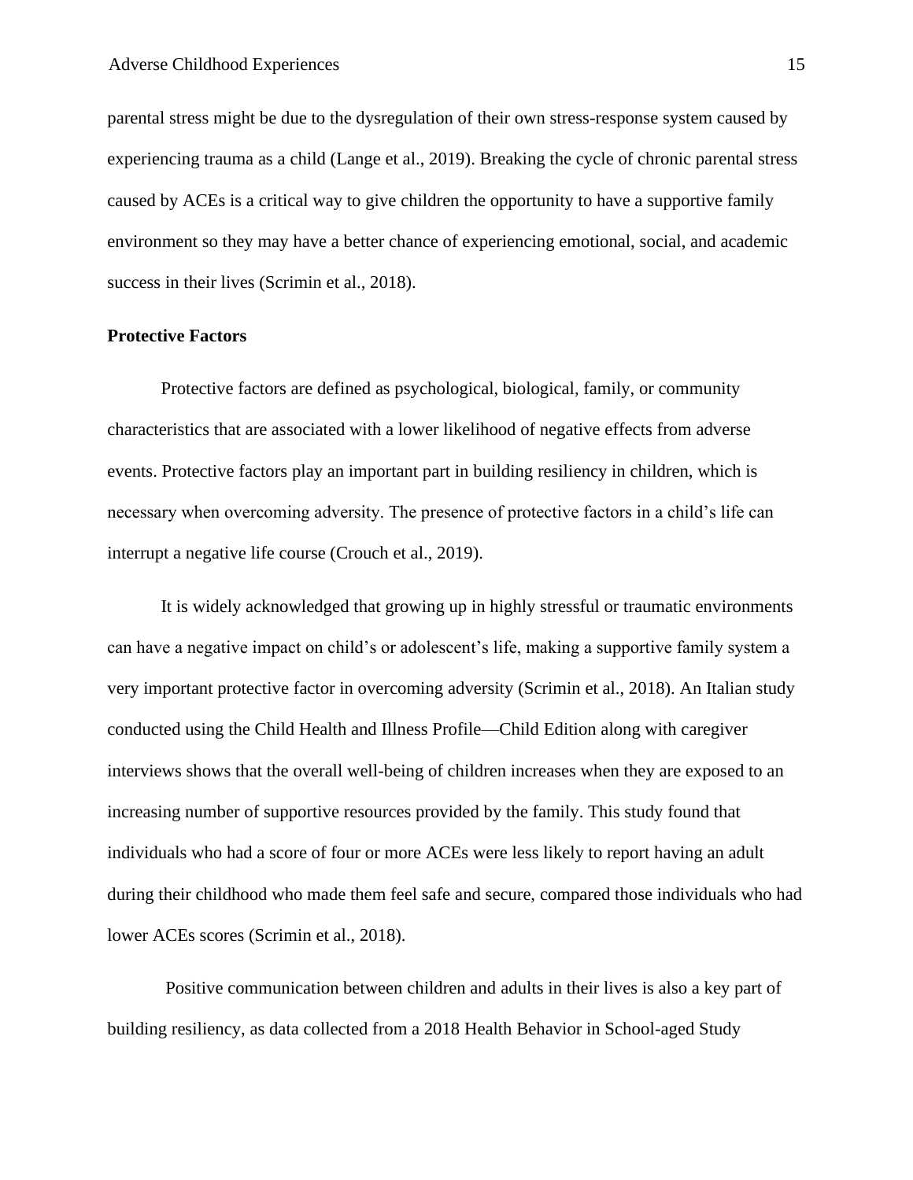parental stress might be due to the dysregulation of their own stress-response system caused by experiencing trauma as a child (Lange et al., 2019). Breaking the cycle of chronic parental stress caused by ACEs is a critical way to give children the opportunity to have a supportive family environment so they may have a better chance of experiencing emotional, social, and academic success in their lives (Scrimin et al., 2018).

**Protective Factors**

Protective factors are defined as psychological, biological, family, or community characteristics that are associated with a lower likelihood of negative effects from adverse events. Protective factors play an important part in building resiliency in children, which is necessary when overcoming adversity. The presence of protective factors in a child's life can interrupt a negative life course (Crouch et al., 2019).

It is widely acknowledged that growing up in highly stressful or traumatic environments can have a negative impact on child's or adolescent's life, making a supportive family system a very important protective factor in overcoming adversity (Scrimin et al., 2018). An Italian study conducted using the Child Health and Illness Profile—Child Edition along with caregiver interviews shows that the overall well-being of children increases when they are exposed to an increasing number of supportive resources provided by the family. This study found that individuals who had a score of four or more ACEs were less likely to report having an adult during their childhood who made them feel safe and secure, compared those individuals who had lower ACEs scores (Scrimin et al., 2018).

Positive communication between children and adults in their lives is also a key part of building resiliency, as data collected from a 2018 Health Behavior in School-aged Study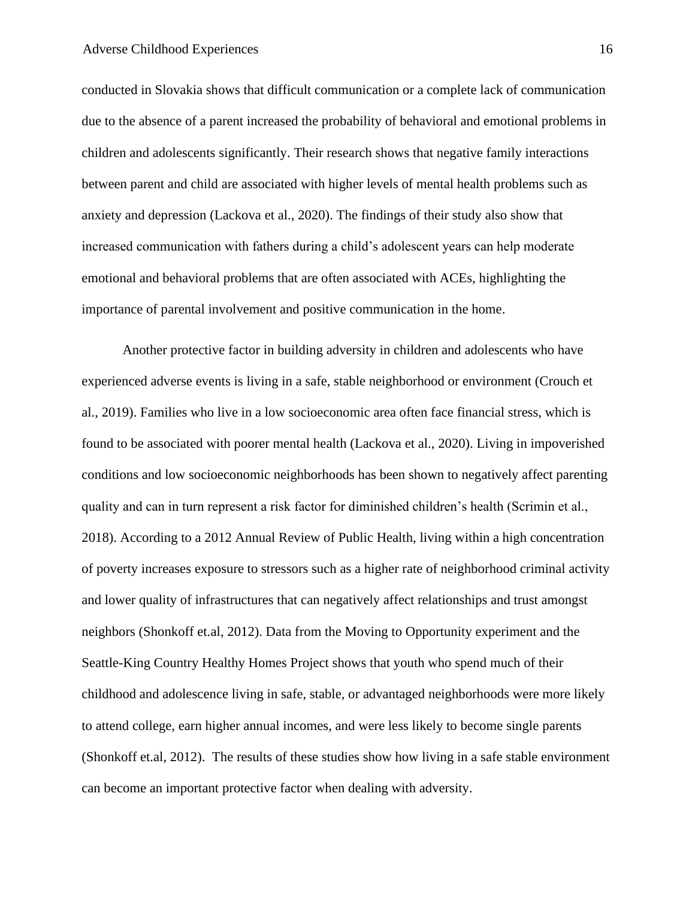conducted in Slovakia shows that difficult communication or a complete lack of communication due to the absence of a parent increased the probability of behavioral and emotional problems in children and adolescents significantly. Their research shows that negative family interactions between parent and child are associated with higher levels of mental health problems such as anxiety and depression (Lackova et al., 2020). The findings of their study also show that increased communication with fathers during a child's adolescent years can help moderate emotional and behavioral problems that are often associated with ACEs, highlighting the importance of parental involvement and positive communication in the home.

Another protective factor in building adversity in children and adolescents who have experienced adverse events is living in a safe, stable neighborhood or environment (Crouch et al., 2019). Families who live in a low socioeconomic area often face financial stress, which is found to be associated with poorer mental health (Lackova et al., 2020). Living in impoverished conditions and low socioeconomic neighborhoods has been shown to negatively affect parenting quality and can in turn represent a risk factor for diminished children's health (Scrimin et al., 2018). According to a 2012 Annual Review of Public Health, living within a high concentration of poverty increases exposure to stressors such as a higher rate of neighborhood criminal activity and lower quality of infrastructures that can negatively affect relationships and trust amongst neighbors (Shonkoff et.al, 2012). Data from the Moving to Opportunity experiment and the Seattle-King Country Healthy Homes Project shows that youth who spend much of their childhood and adolescence living in safe, stable, or advantaged neighborhoods were more likely to attend college, earn higher annual incomes, and were less likely to become single parents (Shonkoff et.al, 2012). The results of these studies show how living in a safe stable environment can become an important protective factor when dealing with adversity.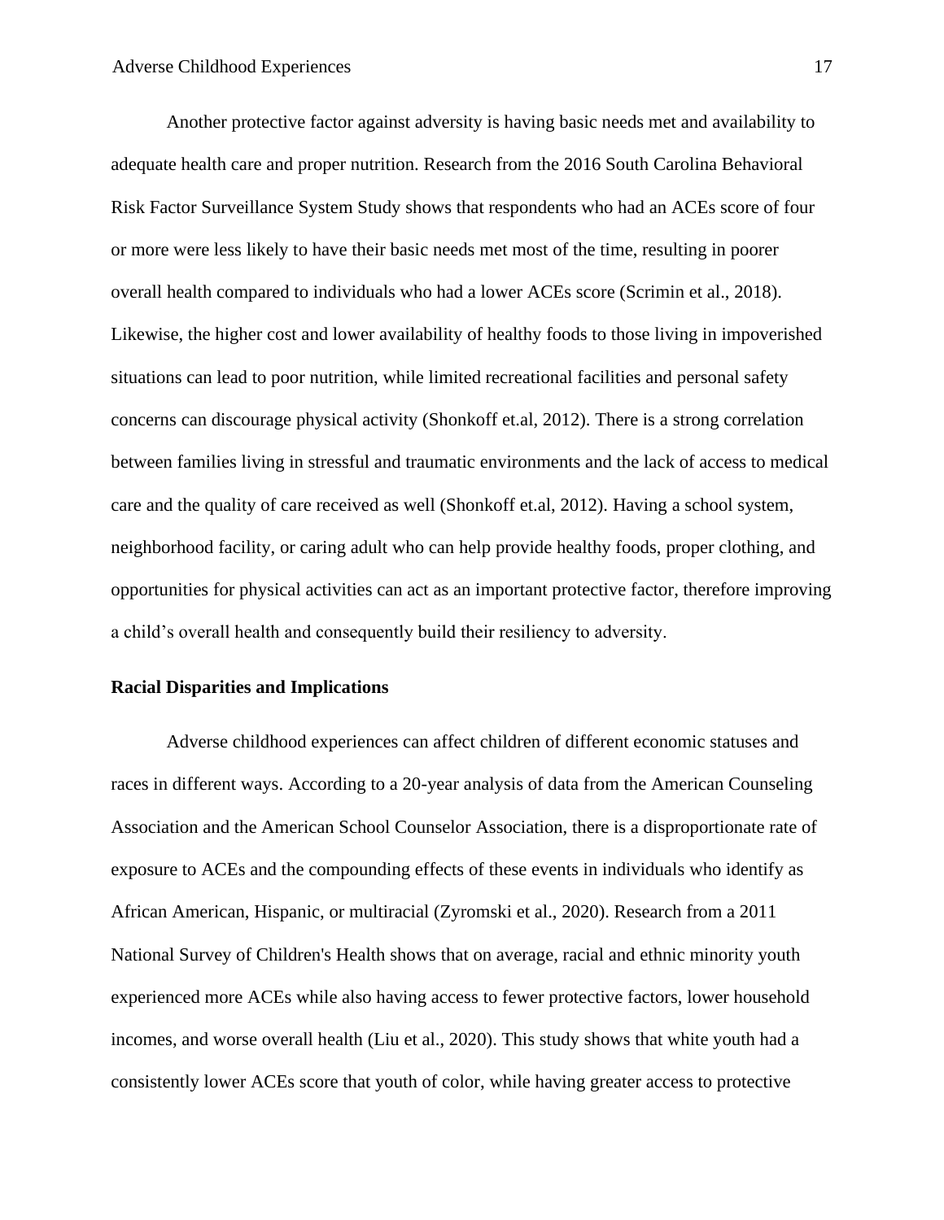Another protective factor against adversity is having basic needs met and availability to adequate health care and proper nutrition. Research from the 2016 South Carolina Behavioral Risk Factor Surveillance System Study shows that respondents who had an ACEs score of four or more were less likely to have their basic needs met most of the time, resulting in poorer overall health compared to individuals who had a lower ACEs score (Scrimin et al., 2018). Likewise, the higher cost and lower availability of healthy foods to those living in impoverished situations can lead to poor nutrition, while limited recreational facilities and personal safety concerns can discourage physical activity (Shonkoff et.al, 2012). There is a strong correlation between families living in stressful and traumatic environments and the lack of access to medical care and the quality of care received as well (Shonkoff et.al, 2012). Having a school system, neighborhood facility, or caring adult who can help provide healthy foods, proper clothing, and opportunities for physical activities can act as an important protective factor, therefore improving a child's overall health and consequently build their resiliency to adversity.

**Racial Disparities and Implications**

Adverse childhood experiences can affect children of different economic statuses and races in different ways. According to a 20-year analysis of data from the American Counseling Association and the American School Counselor Association, there is a disproportionate rate of exposure to ACEs and the compounding effects of these events in individuals who identify as African American, Hispanic, or multiracial (Zyromski et al., 2020). Research from a 2011 National Survey of Children's Health shows that on average, racial and ethnic minority youth experienced more ACEs while also having access to fewer protective factors, lower household incomes, and worse overall health (Liu et al., 2020). This study shows that white youth had a consistently lower ACEs score that youth of color, while having greater access to protective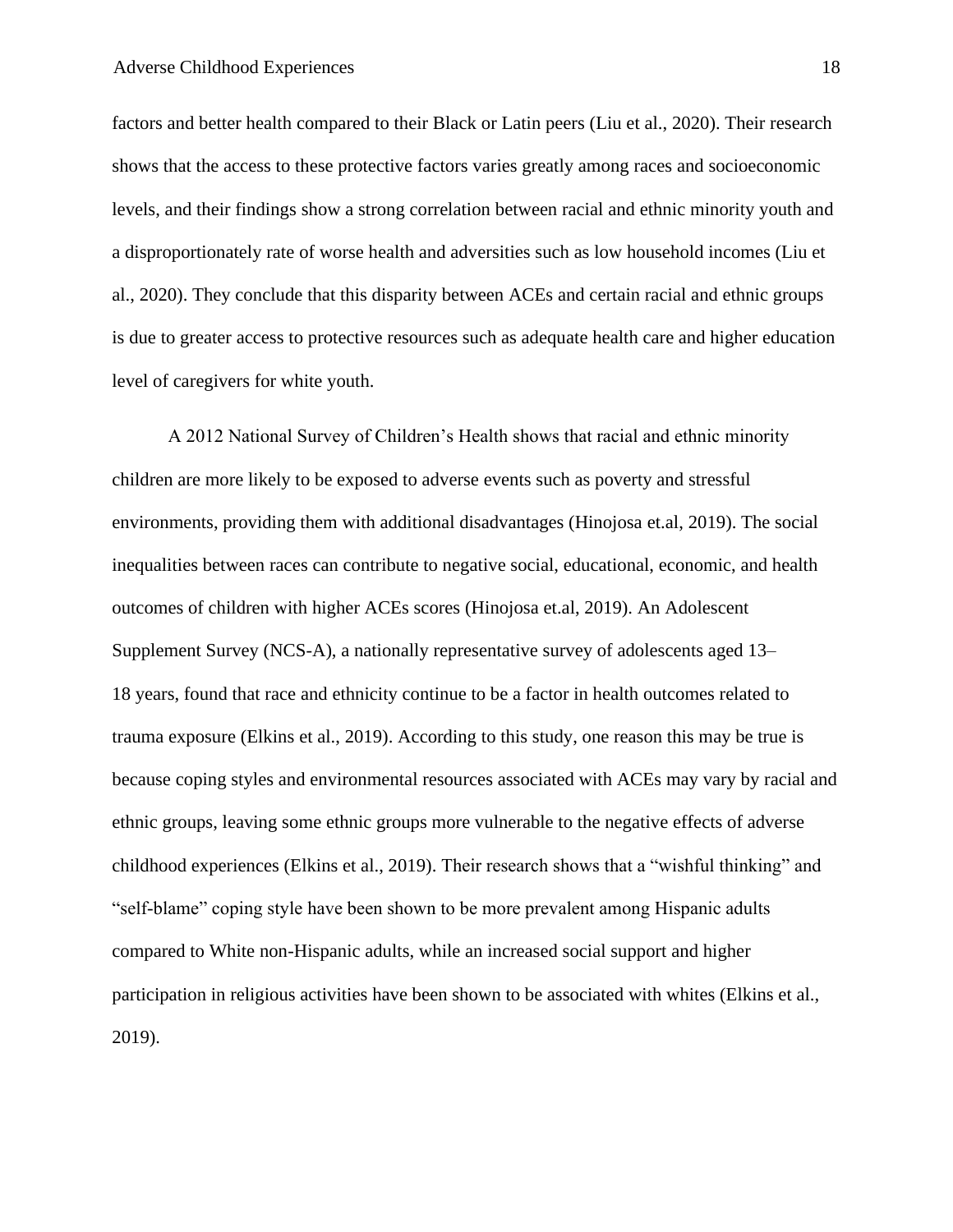factors and better health compared to their Black or Latin peers (Liu et al., 2020). Their research shows that the access to these protective factors varies greatly among races and socioeconomic levels, and their findings show a strong correlation between racial and ethnic minority youth and a disproportionately rate of worse health and adversities such as low household incomes (Liu et al., 2020). They conclude that this disparity between ACEs and certain racial and ethnic groups is due to greater access to protective resources such as adequate health care and higher education level of caregivers for white youth.

A 2012 National Survey of Children's Health shows that racial and ethnic minority children are more likely to be exposed to adverse events such as poverty and stressful environments, providing them with additional disadvantages (Hinojosa et.al, 2019). The social inequalities between races can contribute to negative social, educational, economic, and health outcomes of children with higher ACEs scores (Hinojosa et.al, 2019). An Adolescent Supplement Survey (NCS-A), a nationally representative survey of adolescents aged 13–18 years, found that race and ethnicity continue to be a factor in health outcomes related to trauma exposure (Elkins et al., 2019). According to this study, one reason this may be true is because coping styles and environmental resources associated with ACEs may vary by racial and ethnic groups, leaving some ethnic groups more vulnerable to the negative effects of adverse childhood experiences (Elkins et al., 2019). Their research shows that a "wishful thinking" and "self-blame" coping style have been shown to be more prevalent among Hispanic adults compared to White non-Hispanic adults, while an increased social support and higher participation in religious activities have been shown to be associated with whites (Elkins et al., 2019).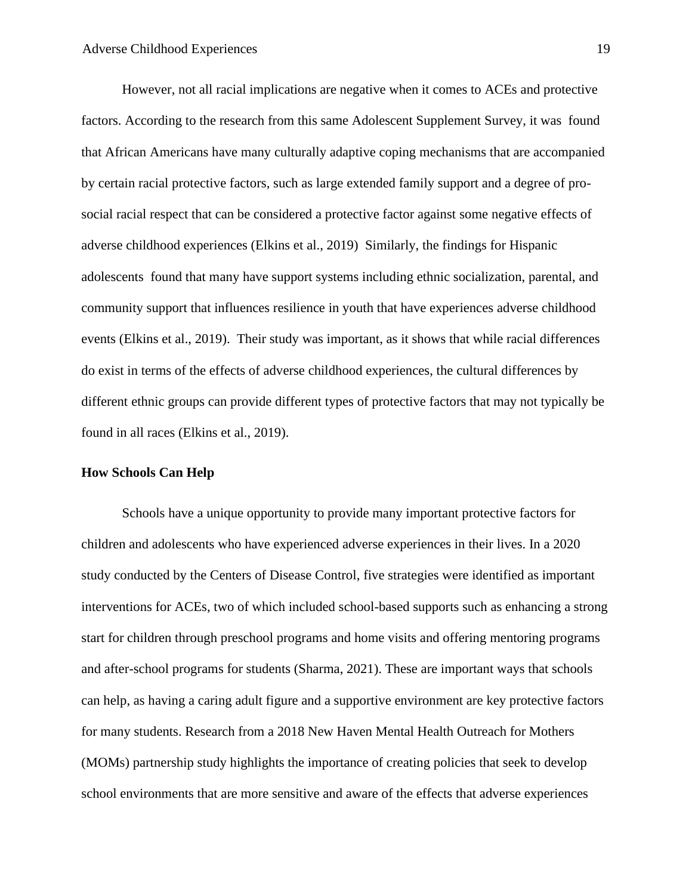However, not all racial implications are negative when it comes to ACEs and protective factors. According to the research from this same Adolescent Supplement Survey, it was found that African Americans have many culturally adaptive coping mechanisms that are accompanied by certain racial protective factors, such as large extended family support and a degree of pro-social racial respect that can be considered a protective factor against some negative effects of adverse childhood experiences (Elkins et al., 2019) Similarly, the findings for Hispanic adolescents found that many have support systems including ethnic socialization, parental, and community support that influences resilience in youth that have experiences adverse childhood events (Elkins et al., 2019). Their study was important, as it shows that while racial differences do exist in terms of the effects of adverse childhood experiences, the cultural differences by different ethnic groups can provide different types of protective factors that may not typically be found in all races (Elkins et al., 2019).

**How Schools Can Help**

Schools have a unique opportunity to provide many important protective factors for children and adolescents who have experienced adverse experiences in their lives. In a 2020 study conducted by the Centers of Disease Control, five strategies were identified as important interventions for ACEs, two of which included school-based supports such as enhancing a strong start for children through preschool programs and home visits and offering mentoring programs and after-school programs for students (Sharma, 2021). These are important ways that schools can help, as having a caring adult figure and a supportive environment are key protective factors for many students. Research from a 2018 New Haven Mental Health Outreach for Mothers (MOMs) partnership study highlights the importance of creating policies that seek to develop school environments that are more sensitive and aware of the effects that adverse experiences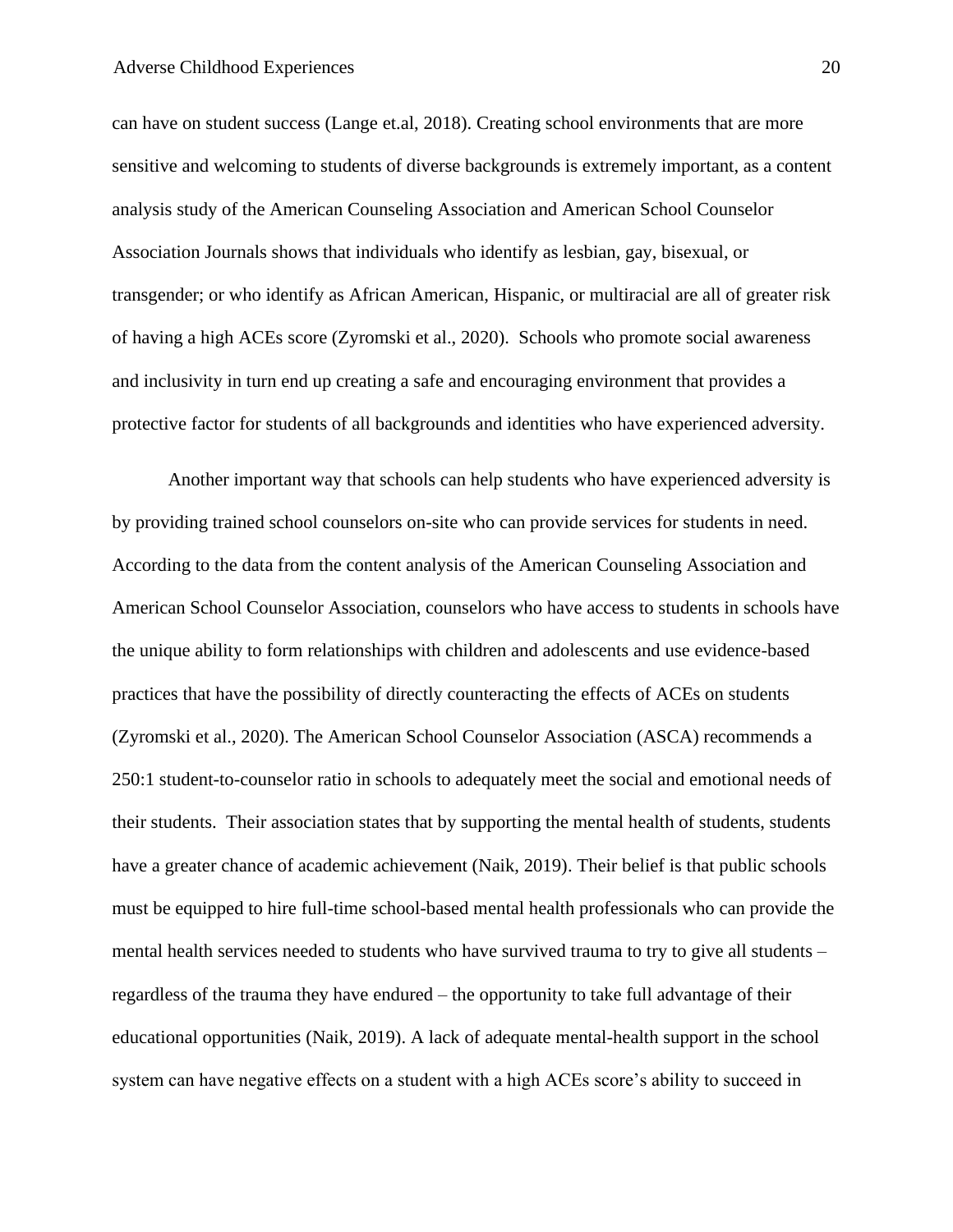can have on student success (Lange et.al, 2018). Creating school environments that are more sensitive and welcoming to students of diverse backgrounds is extremely important, as a content analysis study of the American Counseling Association and American School Counselor Association Journals shows that individuals who identify as lesbian, gay, bisexual, or transgender; or who identify as African American, Hispanic, or multiracial are all of greater risk of having a high ACEs score (Zyromski et al., 2020). Schools who promote social awareness and inclusivity in turn end up creating a safe and encouraging environment that provides a protective factor for students of all backgrounds and identities who have experienced adversity.

Another important way that schools can help students who have experienced adversity is by providing trained school counselors on-site who can provide services for students in need. According to the data from the content analysis of the American Counseling Association and American School Counselor Association, counselors who have access to students in schools have the unique ability to form relationships with children and adolescents and use evidence-based practices that have the possibility of directly counteracting the effects of ACEs on students (Zyromski et al., 2020). The American School Counselor Association (ASCA) recommends a 250:1 student-to-counselor ratio in schools to adequately meet the social and emotional needs of their students. Their association states that by supporting the mental health of students, students have a greater chance of academic achievement (Naik, 2019). Their belief is that public schools must be equipped to hire full-time school-based mental health professionals who can provide the mental health services needed to students who have survived trauma to try to give all students – regardless of the trauma they have endured – the opportunity to take full advantage of their educational opportunities (Naik, 2019). A lack of adequate mental-health support in the school system can have negative effects on a student with a high ACEs score's ability to succeed in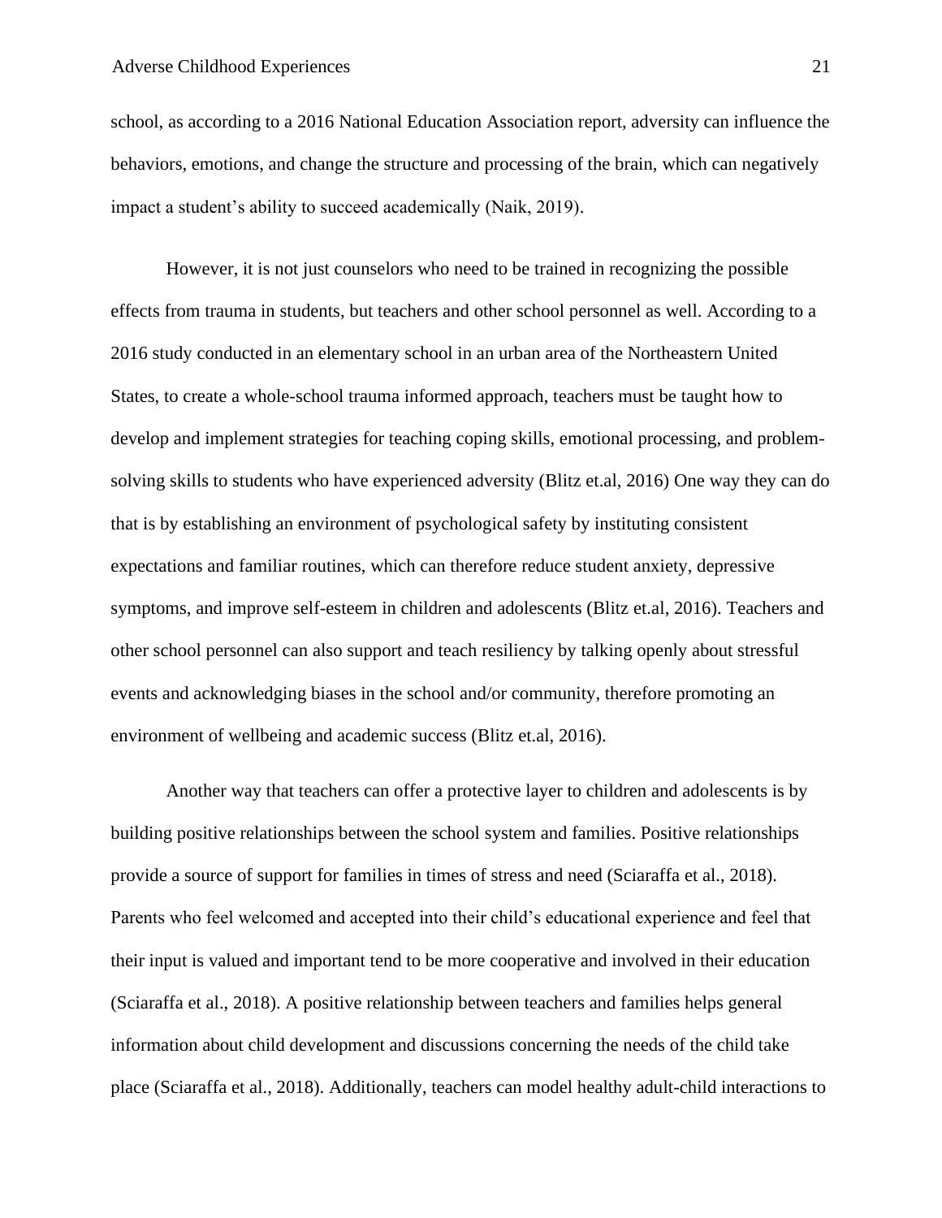school, as according to a 2016 National Education Association report, adversity can influence the behaviors, emotions, and change the structure and processing of the brain, which can negatively impact a student's ability to succeed academically (Naik, 2019).

However, it is not just counselors who need to be trained in recognizing the possible effects from trauma in students, but teachers and other school personnel as well. According to a 2016 study conducted in an elementary school in an urban area of the Northeastern United States, to create a whole-school trauma informed approach, teachers must be taught how to develop and implement strategies for teaching coping skills, emotional processing, and problem-solving skills to students who have experienced adversity (Blitz et.al, 2016) One way they can do that is by establishing an environment of psychological safety by instituting consistent expectations and familiar routines, which can therefore reduce student anxiety, depressive symptoms, and improve self-esteem in children and adolescents (Blitz et.al, 2016). Teachers and other school personnel can also support and teach resiliency by talking openly about stressful events and acknowledging biases in the school and/or community, therefore promoting an environment of wellbeing and academic success (Blitz et.al, 2016).

Another way that teachers can offer a protective layer to children and adolescents is by building positive relationships between the school system and families. Positive relationships provide a source of support for families in times of stress and need (Sciaraffa et al., 2018). Parents who feel welcomed and accepted into their child's educational experience and feel that their input is valued and important tend to be more cooperative and involved in their education (Sciaraffa et al., 2018). A positive relationship between teachers and families helps general information about child development and discussions concerning the needs of the child take place (Sciaraffa et al., 2018). Additionally, teachers can model healthy adult-child interactions to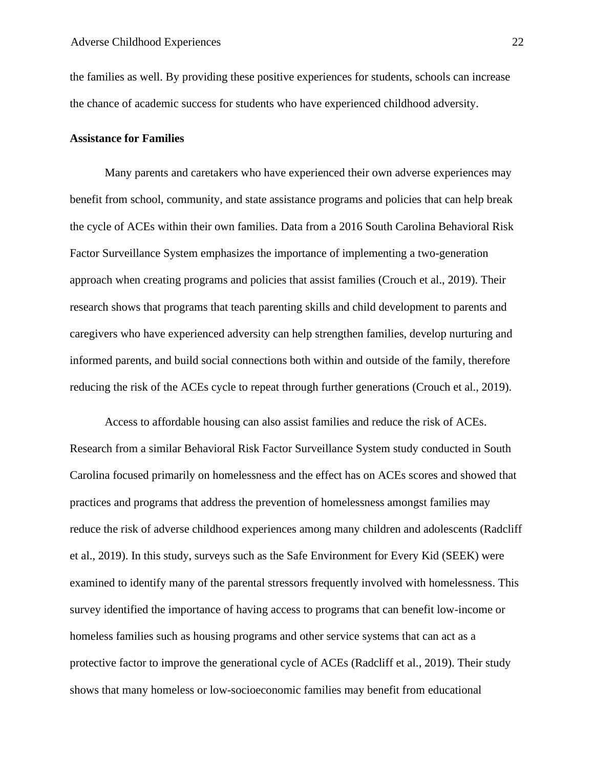the families as well. By providing these positive experiences for students, schools can increase the chance of academic success for students who have experienced childhood adversity.

**Assistance for Families**

Many parents and caretakers who have experienced their own adverse experiences may benefit from school, community, and state assistance programs and policies that can help break the cycle of ACEs within their own families. Data from a 2016 South Carolina Behavioral Risk Factor Surveillance System emphasizes the importance of implementing a two-generation approach when creating programs and policies that assist families (Crouch et al., 2019). Their research shows that programs that teach parenting skills and child development to parents and caregivers who have experienced adversity can help strengthen families, develop nurturing and informed parents, and build social connections both within and outside of the family, therefore reducing the risk of the ACEs cycle to repeat through further generations (Crouch et al., 2019).

Access to affordable housing can also assist families and reduce the risk of ACEs. Research from a similar Behavioral Risk Factor Surveillance System study conducted in South Carolina focused primarily on homelessness and the effect has on ACEs scores and showed that practices and programs that address the prevention of homelessness amongst families may reduce the risk of adverse childhood experiences among many children and adolescents (Radcliff et al., 2019). In this study, surveys such as the Safe Environment for Every Kid (SEEK) were examined to identify many of the parental stressors frequently involved with homelessness. This survey identified the importance of having access to programs that can benefit low-income or homeless families such as housing programs and other service systems that can act as a protective factor to improve the generational cycle of ACEs (Radcliff et al., 2019). Their study shows that many homeless or low-socioeconomic families may benefit from educational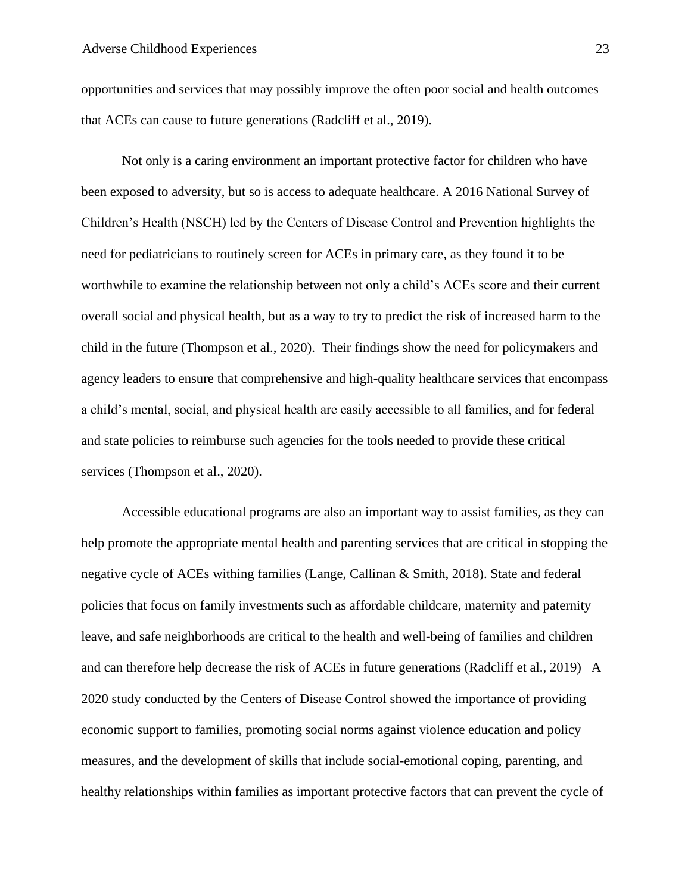opportunities and services that may possibly improve the often poor social and health outcomes that ACEs can cause to future generations (Radcliff et al., 2019).

Not only is a caring environment an important protective factor for children who have been exposed to adversity, but so is access to adequate healthcare. A 2016 National Survey of Children's Health (NSCH) led by the Centers of Disease Control and Prevention highlights the need for pediatricians to routinely screen for ACEs in primary care, as they found it to be worthwhile to examine the relationship between not only a child's ACEs score and their current overall social and physical health, but as a way to try to predict the risk of increased harm to the child in the future (Thompson et al., 2020). Their findings show the need for policymakers and agency leaders to ensure that comprehensive and high-quality healthcare services that encompass a child's mental, social, and physical health are easily accessible to all families, and for federal and state policies to reimburse such agencies for the tools needed to provide these critical services (Thompson et al., 2020).

Accessible educational programs are also an important way to assist families, as they can help promote the appropriate mental health and parenting services that are critical in stopping the negative cycle of ACEs withing families (Lange, Callinan & Smith, 2018). State and federal policies that focus on family investments such as affordable childcare, maternity and paternity leave, and safe neighborhoods are critical to the health and well-being of families and children and can therefore help decrease the risk of ACEs in future generations (Radcliff et al., 2019) A 2020 study conducted by the Centers of Disease Control showed the importance of providing economic support to families, promoting social norms against violence education and policy measures, and the development of skills that include social-emotional coping, parenting, and healthy relationships within families as important protective factors that can prevent the cycle of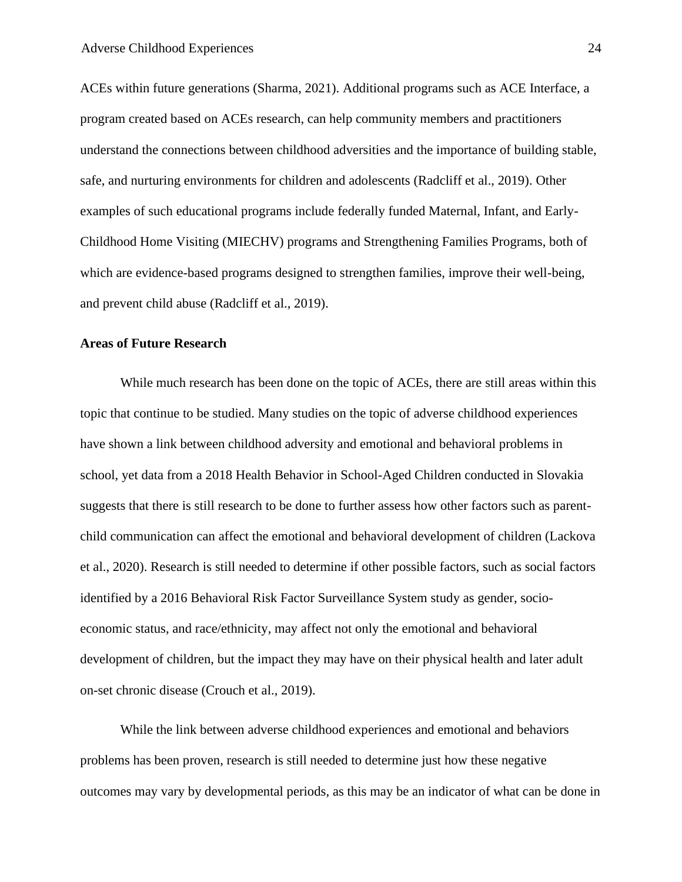ACEs within future generations (Sharma, 2021). Additional programs such as ACE Interface, a program created based on ACEs research, can help community members and practitioners understand the connections between childhood adversities and the importance of building stable, safe, and nurturing environments for children and adolescents (Radcliff et al., 2019). Other examples of such educational programs include federally funded Maternal, Infant, and Early-Childhood Home Visiting (MIECHV) programs and Strengthening Families Programs, both of which are evidence-based programs designed to strengthen families, improve their well-being, and prevent child abuse (Radcliff et al., 2019).

**Areas of Future Research**

While much research has been done on the topic of ACEs, there are still areas within this topic that continue to be studied. Many studies on the topic of adverse childhood experiences have shown a link between childhood adversity and emotional and behavioral problems in school, yet data from a 2018 Health Behavior in School-Aged Children conducted in Slovakia suggests that there is still research to be done to further assess how other factors such as parent-child communication can affect the emotional and behavioral development of children (Lackova et al., 2020). Research is still needed to determine if other possible factors, such as social factors identified by a 2016 Behavioral Risk Factor Surveillance System study as gender, socio-economic status, and race/ethnicity, may affect not only the emotional and behavioral development of children, but the impact they may have on their physical health and later adult on-set chronic disease (Crouch et al., 2019).

While the link between adverse childhood experiences and emotional and behaviors problems has been proven, research is still needed to determine just how these negative outcomes may vary by developmental periods, as this may be an indicator of what can be done in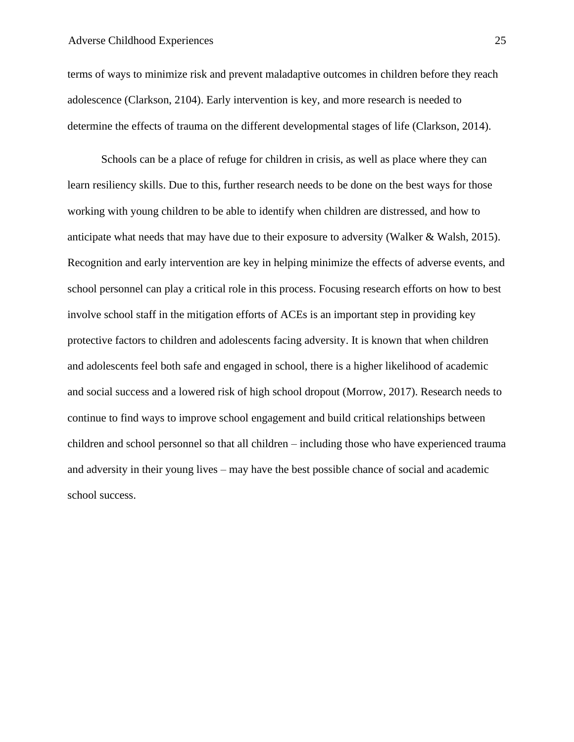terms of ways to minimize risk and prevent maladaptive outcomes in children before they reach adolescence (Clarkson, 2104). Early intervention is key, and more research is needed to determine the effects of trauma on the different developmental stages of life (Clarkson, 2014).

Schools can be a place of refuge for children in crisis, as well as place where they can learn resiliency skills. Due to this, further research needs to be done on the best ways for those working with young children to be able to identify when children are distressed, and how to anticipate what needs that may have due to their exposure to adversity (Walker & Walsh, 2015). Recognition and early intervention are key in helping minimize the effects of adverse events, and school personnel can play a critical role in this process. Focusing research efforts on how to best involve school staff in the mitigation efforts of ACEs is an important step in providing key protective factors to children and adolescents facing adversity. It is known that when children and adolescents feel both safe and engaged in school, there is a higher likelihood of academic and social success and a lowered risk of high school dropout (Morrow, 2017). Research needs to continue to find ways to improve school engagement and build critical relationships between children and school personnel so that all children – including those who have experienced trauma and adversity in their young lives – may have the best possible chance of social and academic school success.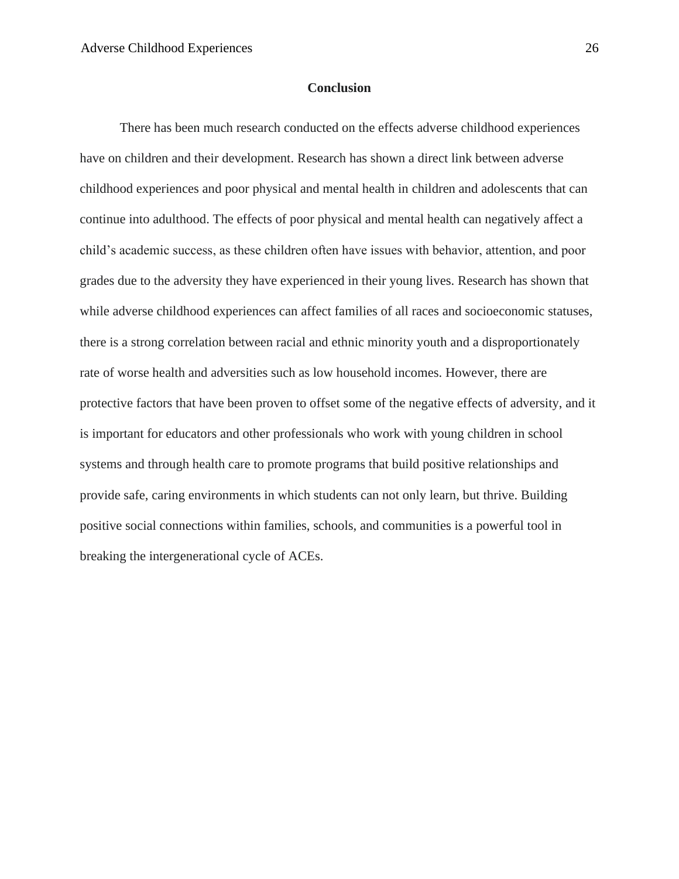## Conclusion

There has been much research conducted on the effects adverse childhood experiences have on children and their development. Research has shown a direct link between adverse childhood experiences and poor physical and mental health in children and adolescents that can continue into adulthood. The effects of poor physical and mental health can negatively affect a child's academic success, as these children often have issues with behavior, attention, and poor grades due to the adversity they have experienced in their young lives. Research has shown that while adverse childhood experiences can affect families of all races and socioeconomic statuses, there is a strong correlation between racial and ethnic minority youth and a disproportionately rate of worse health and adversities such as low household incomes. However, there are protective factors that have been proven to offset some of the negative effects of adversity, and it is important for educators and other professionals who work with young children in school systems and through health care to promote programs that build positive relationships and provide safe, caring environments in which students can not only learn, but thrive. Building positive social connections within families, schools, and communities is a powerful tool in breaking the intergenerational cycle of ACEs.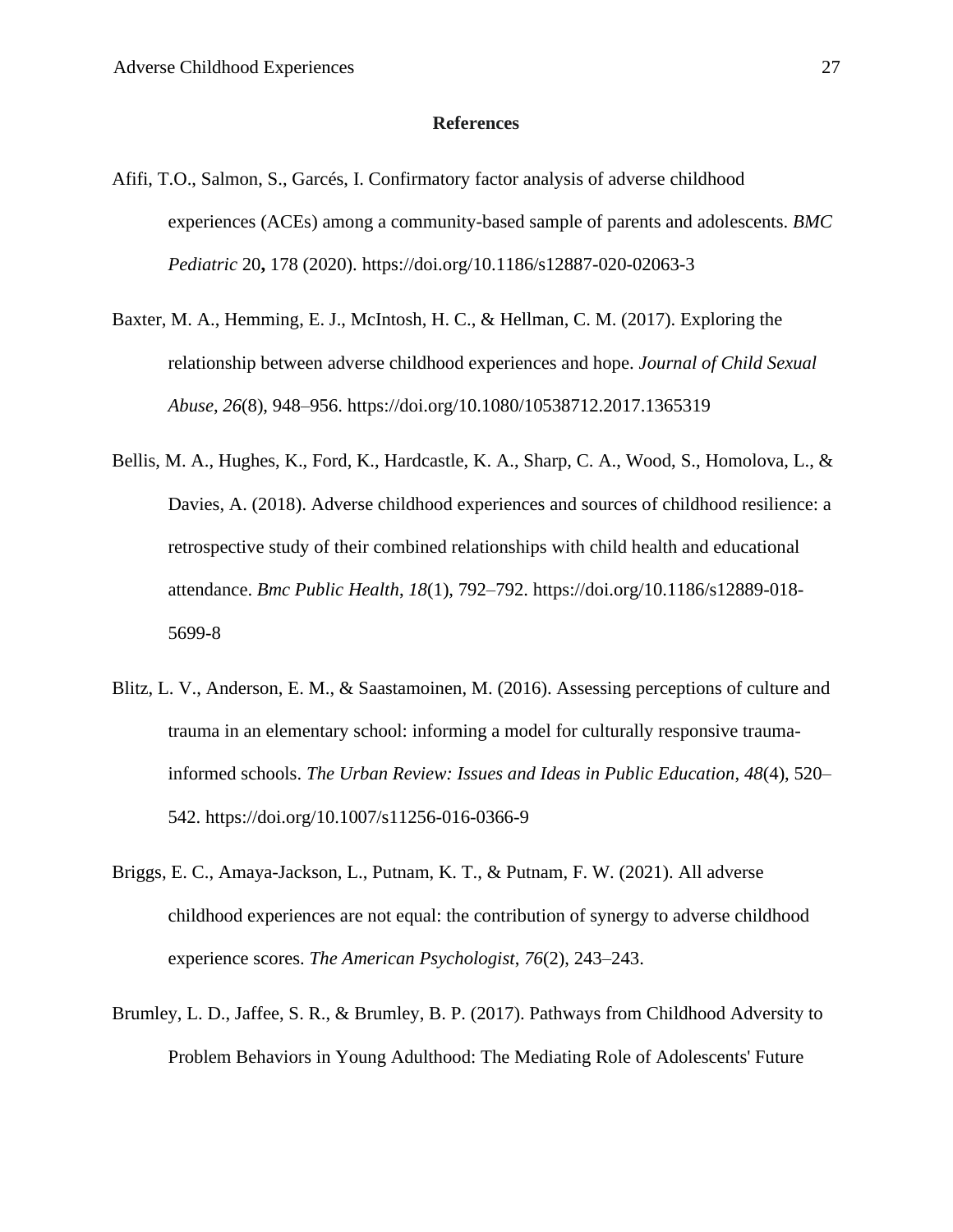# References

Afifi, T.O., Salmon, S., Garcés, I. Confirmatory factor analysis of adverse childhood experiences (ACEs) among a community-based sample of parents and adolescents. *BMC Pediatric* 20**,** 178 (2020). https://doi.org/10.1186/s12887-020-02063-3

Baxter, M. A., Hemming, E. J., McIntosh, H. C., & Hellman, C. M. (2017). Exploring the relationship between adverse childhood experiences and hope. *Journal of Child Sexual Abuse*, *26*(8), 948–956. https://doi.org/10.1080/10538712.2017.1365319

Bellis, M. A., Hughes, K., Ford, K., Hardcastle, K. A., Sharp, C. A., Wood, S., Homolova, L., & Davies, A. (2018). Adverse childhood experiences and sources of childhood resilience: a retrospective study of their combined relationships with child health and educational attendance. *Bmc Public Health*, *18*(1), 792–792. https://doi.org/10.1186/s12889-018-5699-8

Blitz, L. V., Anderson, E. M., & Saastamoinen, M. (2016). Assessing perceptions of culture and trauma in an elementary school: informing a model for culturally responsive trauma-informed schools. *The Urban Review: Issues and Ideas in Public Education*, *48*(4), 520–542. https://doi.org/10.1007/s11256-016-0366-9

Briggs, E. C., Amaya-Jackson, L., Putnam, K. T., & Putnam, F. W. (2021). All adverse childhood experiences are not equal: the contribution of synergy to adverse childhood experience scores. *The American Psychologist*, *76*(2), 243–243.

Brumley, L. D., Jaffee, S. R., & Brumley, B. P. (2017). Pathways from Childhood Adversity to Problem Behaviors in Young Adulthood: The Mediating Role of Adolescents' Future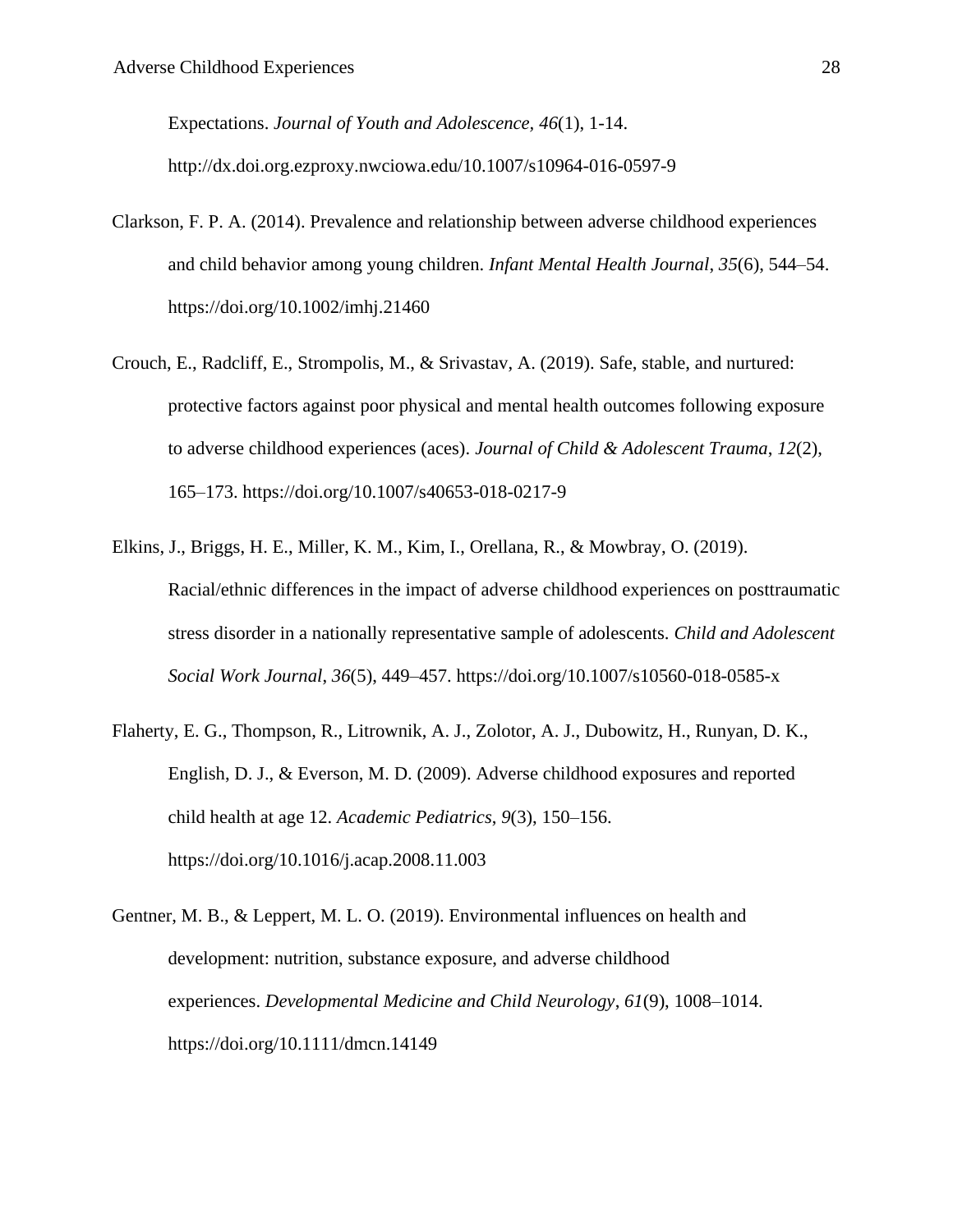Expectations. *Journal of Youth and Adolescence*, *46*(1), 1-14. http://dx.doi.org.ezproxy.nwciowa.edu/10.1007/s10964-016-0597-9

Clarkson, F. P. A. (2014). Prevalence and relationship between adverse childhood experiences and child behavior among young children. *Infant Mental Health Journal*, *35*(6), 544–54. https://doi.org/10.1002/imhj.21460

Crouch, E., Radcliff, E., Strompolis, M., & Srivastav, A. (2019). Safe, stable, and nurtured: protective factors against poor physical and mental health outcomes following exposure to adverse childhood experiences (aces). *Journal of Child & Adolescent Trauma*, *12*(2), 165–173. https://doi.org/10.1007/s40653-018-0217-9

Elkins, J., Briggs, H. E., Miller, K. M., Kim, I., Orellana, R., & Mowbray, O. (2019). Racial/ethnic differences in the impact of adverse childhood experiences on posttraumatic stress disorder in a nationally representative sample of adolescents. *Child and Adolescent Social Work Journal*, *36*(5), 449–457. https://doi.org/10.1007/s10560-018-0585-x

Flaherty, E. G., Thompson, R., Litrownik, A. J., Zolotor, A. J., Dubowitz, H., Runyan, D. K., English, D. J., & Everson, M. D. (2009). Adverse childhood exposures and reported child health at age 12. *Academic Pediatrics*, *9*(3), 150–156. https://doi.org/10.1016/j.acap.2008.11.003

Gentner, M. B., & Leppert, M. L. O. (2019). Environmental influences on health and development: nutrition, substance exposure, and adverse childhood experiences. *Developmental Medicine and Child Neurology*, *61*(9), 1008–1014. https://doi.org/10.1111/dmcn.14149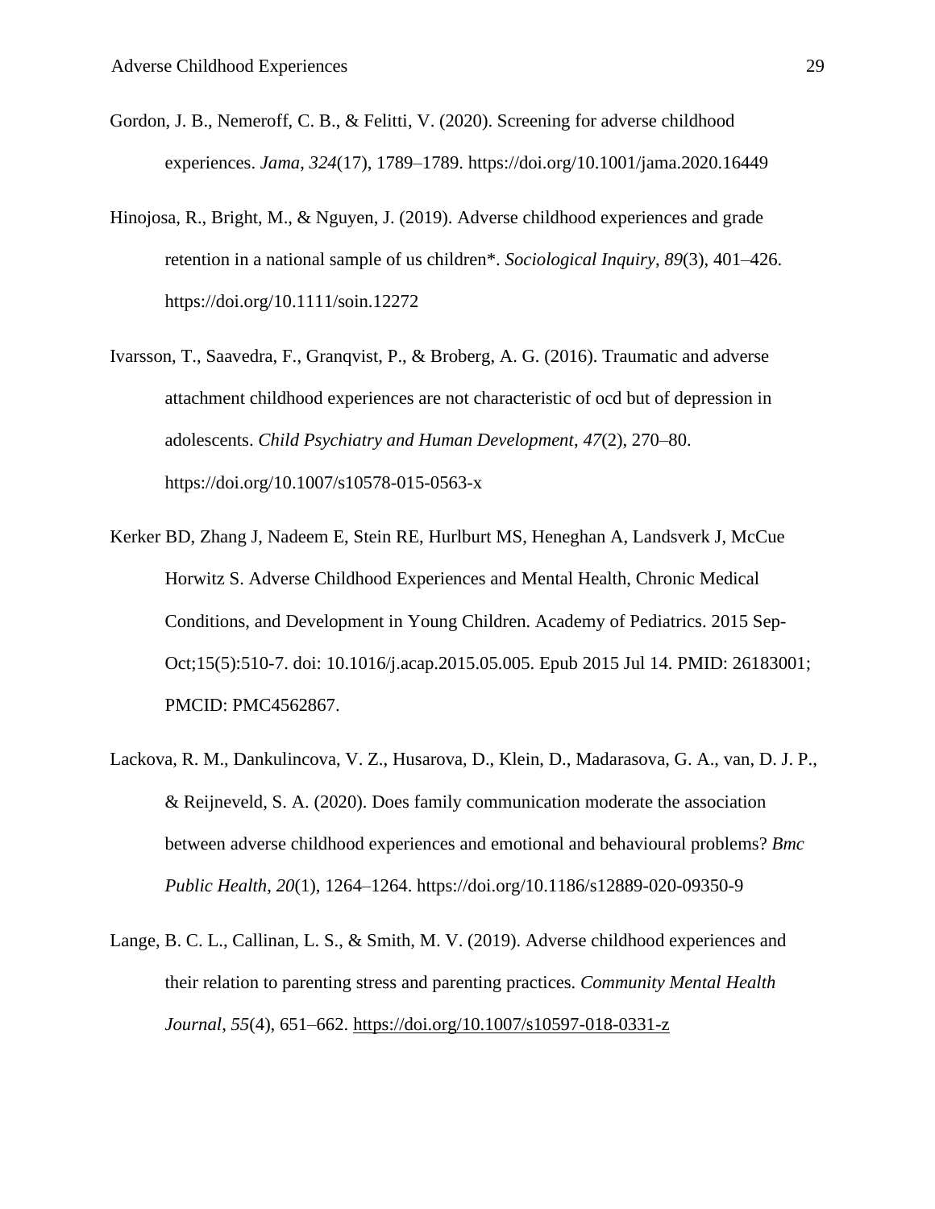Gordon, J. B., Nemeroff, C. B., & Felitti, V. (2020). Screening for adverse childhood experiences. *Jama*, *324*(17), 1789–1789. https://doi.org/10.1001/jama.2020.16449

Hinojosa, R., Bright, M., & Nguyen, J. (2019). Adverse childhood experiences and grade retention in a national sample of us children*. *Sociological Inquiry*, *89*(3), 401–426. https://doi.org/10.1111/soin.12272

Ivarsson, T., Saavedra, F., Granqvist, P., & Broberg, A. G. (2016). Traumatic and adverse attachment childhood experiences are not characteristic of ocd but of depression in adolescents. *Child Psychiatry and Human Development*, *47*(2), 270–80. https://doi.org/10.1007/s10578-015-0563-x

Kerker BD, Zhang J, Nadeem E, Stein RE, Hurlburt MS, Heneghan A, Landsverk J, McCue Horwitz S. Adverse Childhood Experiences and Mental Health, Chronic Medical Conditions, and Development in Young Children. Academy of Pediatrics. 2015 Sep-Oct;15(5):510-7. doi: 10.1016/j.acap.2015.05.005. Epub 2015 Jul 14. PMID: 26183001; PMCID: PMC4562867.

Lackova, R. M., Dankulincova, V. Z., Husarova, D., Klein, D., Madarasova, G. A., van, D. J. P., & Reijneveld, S. A. (2020). Does family communication moderate the association between adverse childhood experiences and emotional and behavioural problems? *Bmc Public Health*, *20*(1), 1264–1264. https://doi.org/10.1186/s12889-020-09350-9

Lange, B. C. L., Callinan, L. S., & Smith, M. V. (2019). Adverse childhood experiences and their relation to parenting stress and parenting practices. *Community Mental Health Journal*, *55*(4), 651–662. https://doi.org/10.1007/s10597-018-0331-z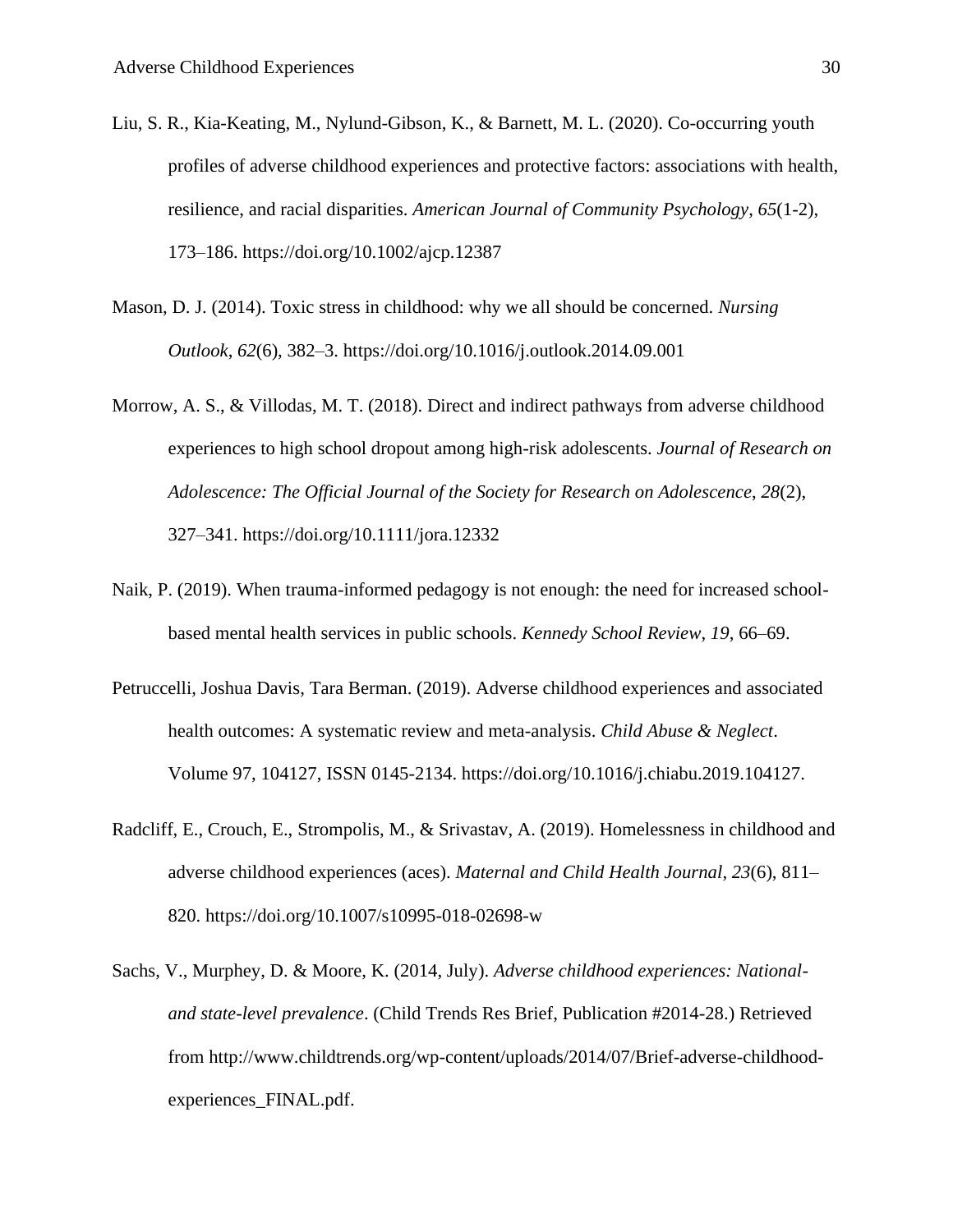Liu, S. R., Kia-Keating, M., Nylund-Gibson, K., & Barnett, M. L. (2020). Co-occurring youth profiles of adverse childhood experiences and protective factors: associations with health, resilience, and racial disparities. *American Journal of Community Psychology*, *65*(1-2), 173–186. https://doi.org/10.1002/ajcp.12387

Mason, D. J. (2014). Toxic stress in childhood: why we all should be concerned. *Nursing Outlook*, *62*(6), 382–3. https://doi.org/10.1016/j.outlook.2014.09.001

Morrow, A. S., & Villodas, M. T. (2018). Direct and indirect pathways from adverse childhood experiences to high school dropout among high-risk adolescents. *Journal of Research on Adolescence: The Official Journal of the Society for Research on Adolescence*, *28*(2), 327–341. https://doi.org/10.1111/jora.12332

Naik, P. (2019). When trauma-informed pedagogy is not enough: the need for increased school-based mental health services in public schools. *Kennedy School Review*, *19*, 66–69.

Petruccelli, Joshua Davis, Tara Berman. (2019). Adverse childhood experiences and associated health outcomes: A systematic review and meta-analysis. *Child Abuse & Neglect*. Volume 97, 104127, ISSN 0145-2134. https://doi.org/10.1016/j.chiabu.2019.104127.

Radcliff, E., Crouch, E., Strompolis, M., & Srivastav, A. (2019). Homelessness in childhood and adverse childhood experiences (aces). *Maternal and Child Health Journal*, *23*(6), 811–820. https://doi.org/10.1007/s10995-018-02698-w

Sachs, V., Murphey, D. & Moore, K. (2014, July). *Adverse childhood experiences: National- and state-level prevalence*. (Child Trends Res Brief, Publication #2014-28.) Retrieved from http://www.childtrends.org/wp-content/uploads/2014/07/Brief-adverse-childhood-experiences_FINAL.pdf.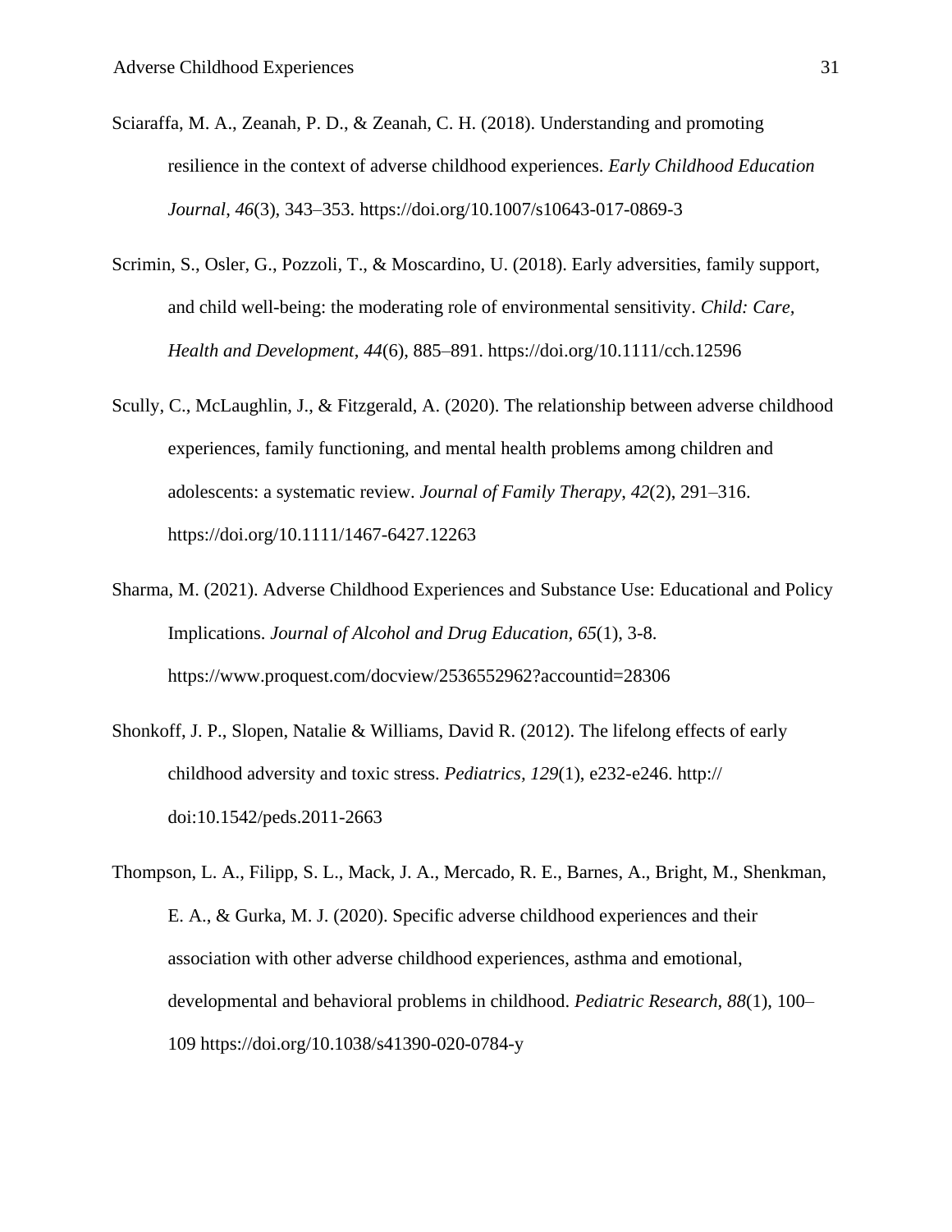Sciaraffa, M. A., Zeanah, P. D., & Zeanah, C. H. (2018). Understanding and promoting resilience in the context of adverse childhood experiences. *Early Childhood Education Journal*, *46*(3), 343–353. https://doi.org/10.1007/s10643-017-0869-3

Scrimin, S., Osler, G., Pozzoli, T., & Moscardino, U. (2018). Early adversities, family support, and child well-being: the moderating role of environmental sensitivity. *Child: Care, Health and Development*, *44*(6), 885–891. https://doi.org/10.1111/cch.12596

Scully, C., McLaughlin, J., & Fitzgerald, A. (2020). The relationship between adverse childhood experiences, family functioning, and mental health problems among children and adolescents: a systematic review. *Journal of Family Therapy*, *42*(2), 291–316. https://doi.org/10.1111/1467-6427.12263

Sharma, M. (2021). Adverse Childhood Experiences and Substance Use: Educational and Policy Implications. *Journal of Alcohol and Drug Education*, *65*(1), 3-8. https://www.proquest.com/docview/2536552962?accountid=28306

Shonkoff, J. P., Slopen, Natalie & Williams, David R. (2012). The lifelong effects of early childhood adversity and toxic stress. *Pediatrics, 129*(1), e232-e246. http:// doi:10.1542/peds.2011-2663

Thompson, L. A., Filipp, S. L., Mack, J. A., Mercado, R. E., Barnes, A., Bright, M., Shenkman, E. A., & Gurka, M. J. (2020). Specific adverse childhood experiences and their association with other adverse childhood experiences, asthma and emotional, developmental and behavioral problems in childhood. *Pediatric Research*, *88*(1), 100–109 https://doi.org/10.1038/s41390-020-0784-y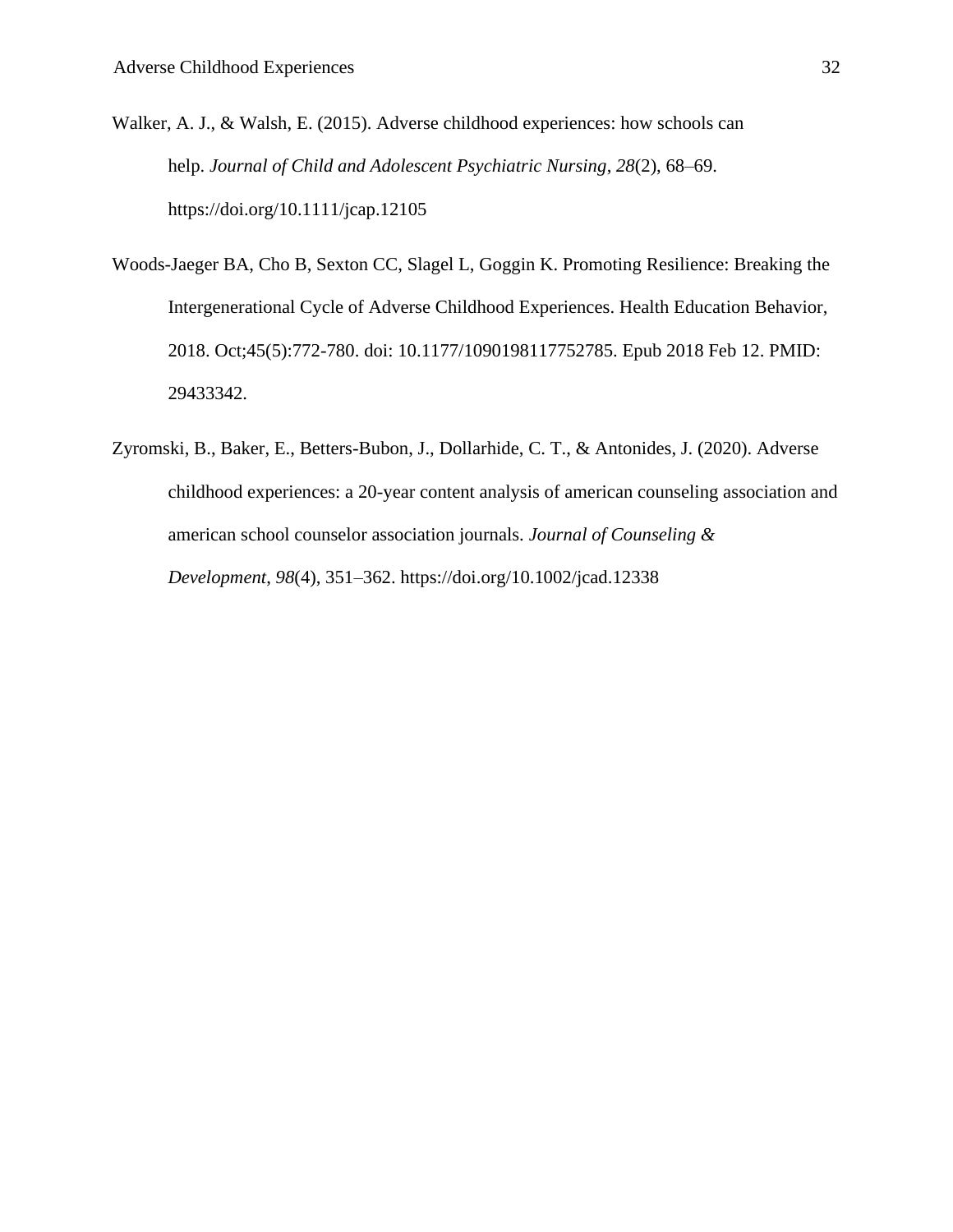Walker, A. J., & Walsh, E. (2015). Adverse childhood experiences: how schools can help. *Journal of Child and Adolescent Psychiatric Nursing*, *28*(2), 68–69. https://doi.org/10.1111/jcap.12105

Woods-Jaeger BA, Cho B, Sexton CC, Slagel L, Goggin K. Promoting Resilience: Breaking the Intergenerational Cycle of Adverse Childhood Experiences. Health Education Behavior, 2018. Oct;45(5):772-780. doi: 10.1177/1090198117752785. Epub 2018 Feb 12. PMID: 29433342.

Zyromski, B., Baker, E., Betters-Bubon, J., Dollarhide, C. T., & Antonides, J. (2020). Adverse childhood experiences: a 20-year content analysis of american counseling association and american school counselor association journals. *Journal of Counseling & Development*, *98*(4), 351–362. https://doi.org/10.1002/jcad.12338